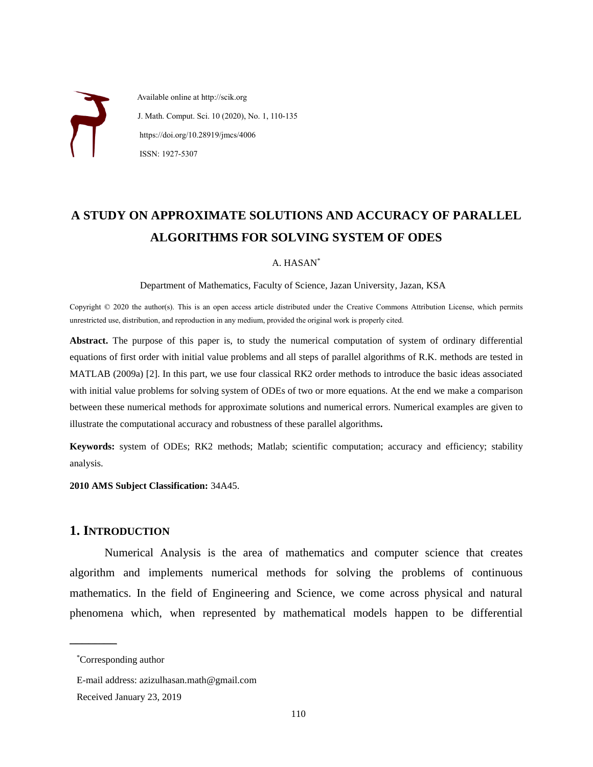Available online at http://scik.org

J. Math. Comput. Sci. 10 (2020), No. 1, 110-135

https://doi.org/10.28919/jmcs/4006

ISSN: 1927-5307

# A STUDY ON APPROXIMATE SOLUTIONS AND ACCURACY OF PARALLEL ALGORITHMS FOR SOLVING SYSTEM OF ODES

A. HASAN*

Department of Mathematics, Faculty of Science, Jazan University, Jazan, KSA

Copyright © 2020 the author(s). This is an open access article distributed under the Creative Commons Attribution License, which permits unrestricted use, distribution, and reproduction in any medium, provided the original work is properly cited.

**Abstract.** The purpose of this paper is, to study the numerical computation of system of ordinary differential equations of first order with initial value problems and all steps of parallel algorithms of R.K. methods are tested in MATLAB (2009a) [2]. In this part, we use four classical RK2 order methods to introduce the basic ideas associated with initial value problems for solving system of ODEs of two or more equations. At the end we make a comparison between these numerical methods for approximate solutions and numerical errors. Numerical examples are given to illustrate the computational accuracy and robustness of these parallel algorithms**.**

**Keywords:** system of ODEs; RK2 methods; Matlab; scientific computation; accuracy and efficiency; stability analysis.

**2010 AMS Subject Classification:** 34A45.

## 1. INTRODUCTION

Numerical Analysis is the area of mathematics and computer science that creates algorithm and implements numerical methods for solving the problems of continuous mathematics. In the field of Engineering and Science, we come across physical and natural phenomena which, when represented by mathematical models happen to be differential

---

*Corresponding author

E-mail address: azizulhasan.math@gmail.com

Received January 23, 2019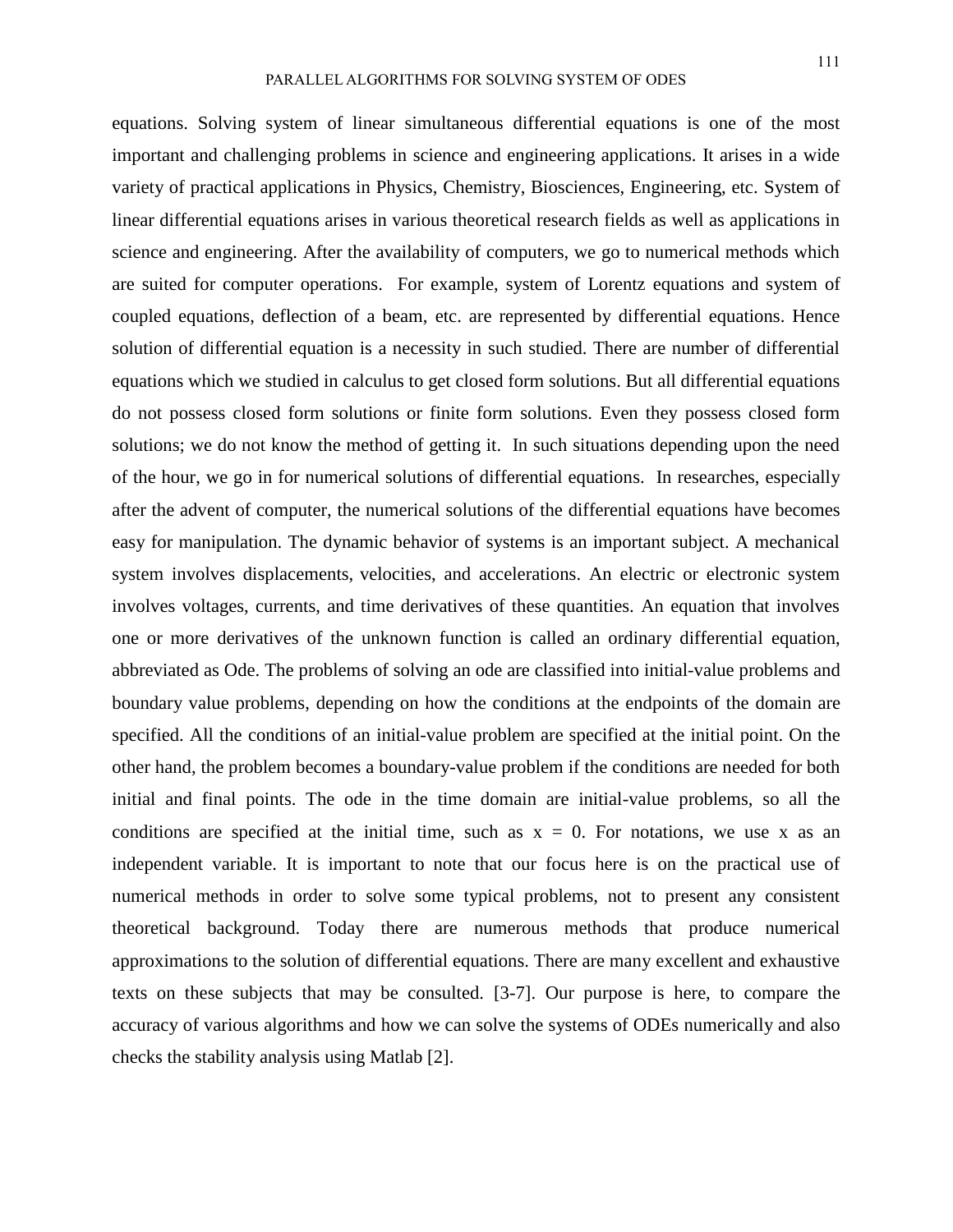equations. Solving system of linear simultaneous differential equations is one of the most important and challenging problems in science and engineering applications. It arises in a wide variety of practical applications in Physics, Chemistry, Biosciences, Engineering, etc. System of linear differential equations arises in various theoretical research fields as well as applications in science and engineering. After the availability of computers, we go to numerical methods which are suited for computer operations. For example, system of Lorentz equations and system of coupled equations, deflection of a beam, etc. are represented by differential equations. Hence solution of differential equation is a necessity in such studied. There are number of differential equations which we studied in calculus to get closed form solutions. But all differential equations do not possess closed form solutions or finite form solutions. Even they possess closed form solutions; we do not know the method of getting it. In such situations depending upon the need of the hour, we go in for numerical solutions of differential equations. In researches, especially after the advent of computer, the numerical solutions of the differential equations have becomes easy for manipulation. The dynamic behavior of systems is an important subject. A mechanical system involves displacements, velocities, and accelerations. An electric or electronic system involves voltages, currents, and time derivatives of these quantities. An equation that involves one or more derivatives of the unknown function is called an ordinary differential equation, abbreviated as Ode. The problems of solving an ode are classified into initial-value problems and boundary value problems, depending on how the conditions at the endpoints of the domain are specified. All the conditions of an initial-value problem are specified at the initial point. On the other hand, the problem becomes a boundary-value problem if the conditions are needed for both initial and final points. The ode in the time domain are initial-value problems, so all the conditions are specified at the initial time, such as $x = 0$. For notations, we use x as an independent variable. It is important to note that our focus here is on the practical use of numerical methods in order to solve some typical problems, not to present any consistent theoretical background. Today there are numerous methods that produce numerical approximations to the solution of differential equations. There are many excellent and exhaustive texts on these subjects that may be consulted. [3-7]. Our purpose is here, to compare the accuracy of various algorithms and how we can solve the systems of ODEs numerically and also checks the stability analysis using Matlab [2].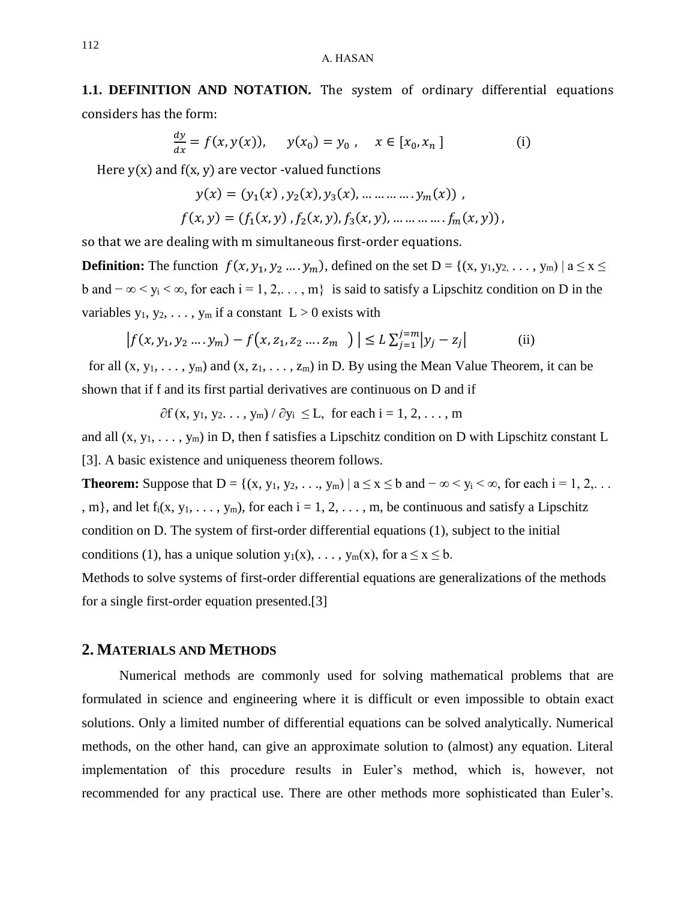**1.1. DEFINITION AND NOTATION.** The system of ordinary differential equations considers has the form:

$$\frac{dy}{dx} = f(x, y(x)), \quad y(x_0) = y_0 \,, \quad x \in [x_0, x_n\,] \qquad \text{(i)}$$

Here y(x) and f(x, y) are vector -valued functions

$$y(x) = (y_1(x)\,, y_2(x), y_3(x), \ldots \ldots \ldots \ldots . y_m(x))\ ,$$

$$f(x, y) = (f_1(x, y)\,, f_2(x, y), f_3(x, y), \ldots \ldots \ldots \ldots . f_m(x, y))\,,$$

so that we are dealing with m simultaneous first-order equations.

**Definition:** The function $f(x, y_1, y_2 \ldots . y_m)$, defined on the set D = {(x, $y_1$,$y_2$, . . . , $y_m$) | a ≤ x ≤ b and − ∞ < $y_i$ < ∞, for each i = 1, 2,. . . , m} is said to satisfy a Lipschitz condition on D in the variables $y_1$, $y_2$, . . . , $y_m$ if a constant L > 0 exists with

$$\left|f(x, y_1, y_2 \ldots . y_m) - f\big(x, z_1, z_2 \ldots . z_m\ \big)\ \right| \leq L \sum_{j=1}^{j=m} \left|y_j - z_j\right| \qquad \text{(ii)}$$

for all (x, $y_1$, . . . , $y_m$) and (x, $z_1$, . . . , $z_m$) in D. By using the Mean Value Theorem, it can be shown that if f and its first partial derivatives are continuous on D and if

$$\partial f\,(x, y_1, y_2 \ldots, y_m) \,/\, \partial y_i \ \leq L, \ \text{ for each } i = 1, 2, \ldots, m$$

and all (x, $y_1$, . . . , $y_m$) in D, then f satisfies a Lipschitz condition on D with Lipschitz constant L [3]. A basic existence and uniqueness theorem follows.

**Theorem:** Suppose that D = {(x, $y_1$, $y_2$, . . ., $y_m$) | a ≤ x ≤ b and − ∞ < $y_i$ < ∞, for each i = 1, 2,. . . , m}, and let $f_i$(x, $y_1$, . . . , $y_m$), for each i = 1, 2, . . . , m, be continuous and satisfy a Lipschitz condition on D. The system of first-order differential equations (1), subject to the initial conditions (1), has a unique solution $y_1$(x), . . . , $y_m$(x), for a ≤ x ≤ b.

Methods to solve systems of first-order differential equations are generalizations of the methods for a single first-order equation presented.[3]

## 2. MATERIALS AND METHODS

Numerical methods are commonly used for solving mathematical problems that are formulated in science and engineering where it is difficult or even impossible to obtain exact solutions. Only a limited number of differential equations can be solved analytically. Numerical methods, on the other hand, can give an approximate solution to (almost) any equation. Literal implementation of this procedure results in Euler's method, which is, however, not recommended for any practical use. There are other methods more sophisticated than Euler's.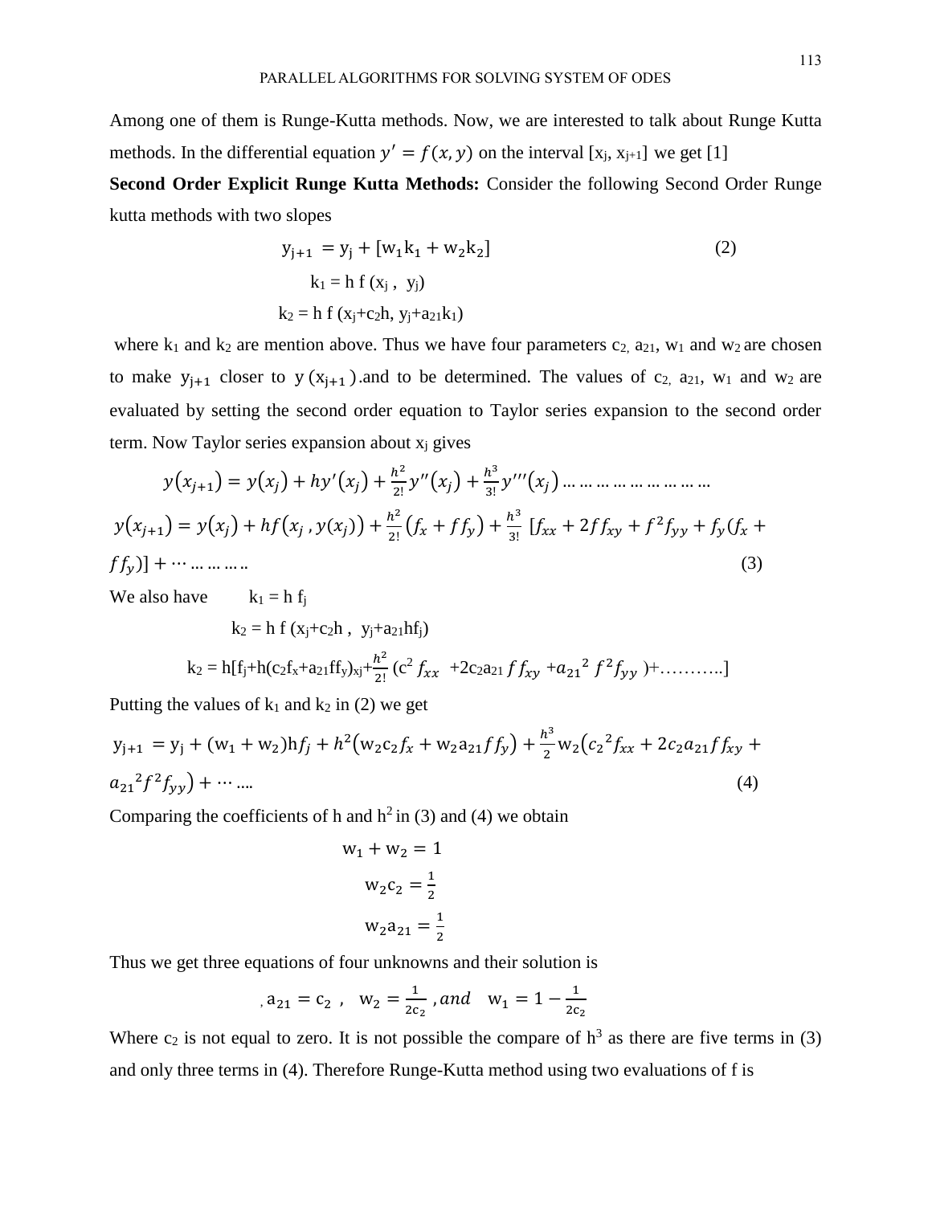Among one of them is Runge-Kutta methods. Now, we are interested to talk about Runge Kutta methods. In the differential equation $y' = f(x, y)$ on the interval $[x_j, x_{j+1}]$ we get [1]

**Second Order Explicit Runge Kutta Methods:** Consider the following Second Order Runge kutta methods with two slopes

$$y_{j+1} = y_j + [w_1 k_1 + w_2 k_2] \tag{2}$$

$$k_1 = h\, f(x_j, y_j)$$

$$k_2 = h\, f(x_j + c_2 h, y_j + a_{21} k_1)$$

where $k_1$ and $k_2$ are mention above. Thus we have four parameters $c_2$, $a_{21}$, $w_1$ and $w_2$ are chosen to make $y_{j+1}$ closer to $y(x_{j+1})$.and to be determined. The values of $c_2$, $a_{21}$, $w_1$ and $w_2$ are evaluated by setting the second order equation to Taylor series expansion to the second order term. Now Taylor series expansion about $x_j$ gives

$$y(x_{j+1}) = y(x_j) + hy'(x_j) + \frac{h^2}{2!} y''(x_j) + \frac{h^3}{3!} y'''(x_j) \ldots\ldots\ldots\ldots\ldots\ldots\ldots\ldots\ldots$$

$$y(x_{j+1}) = y(x_j) + hf(x_j, y(x_j)) + \frac{h^2}{2!}(f_x + ff_y) + \frac{h^3}{3!}\, [f_{xx} + 2ff_{xy} + f^2 f_{yy} + f_y(f_x + ff_y)] + \cdots\ldots\ldots\ldots \tag{3}$$

We also have $\quad k_1 = h\, f_j$

$$k_2 = h\, f(x_j + c_2 h,\; y_j + a_{21} h f_j)$$

$$k_2 = h[f_j + h(c_2 f_x + a_{21} f f_y)_{x_j} + \frac{h^2}{2!}(c^2 f_{xx} + 2c_2 a_{21} f f_{xy} + {a_{21}}^2 f^2 f_{yy}) + \ldots\ldots\ldots]$$

Putting the values of $k_1$ and $k_2$ in (2) we get

$$y_{j+1} = y_j + (w_1 + w_2) h f_j + h^2(w_2 c_2 f_x + w_2 a_{21} f f_y) + \frac{h^3}{2} w_2({c_2}^2 f_{xx} + 2c_2 a_{21} f f_{xy} + {a_{21}}^2 f^2 f_{yy}) + \cdots\ldots \tag{4}$$

Comparing the coefficients of h and $h^2$ in (3) and (4) we obtain

$$w_1 + w_2 = 1$$

$$w_2 c_2 = \frac{1}{2}$$

$$w_2 a_{21} = \frac{1}{2}$$

Thus we get three equations of four unknowns and their solution is

$$a_{21} = c_2\,, \quad w_2 = \frac{1}{2c_2}\,, and \quad w_1 = 1 - \frac{1}{2c_2}$$

Where $c_2$ is not equal to zero. It is not possible the compare of $h^3$ as there are five terms in (3) and only three terms in (4). Therefore Runge-Kutta method using two evaluations of f is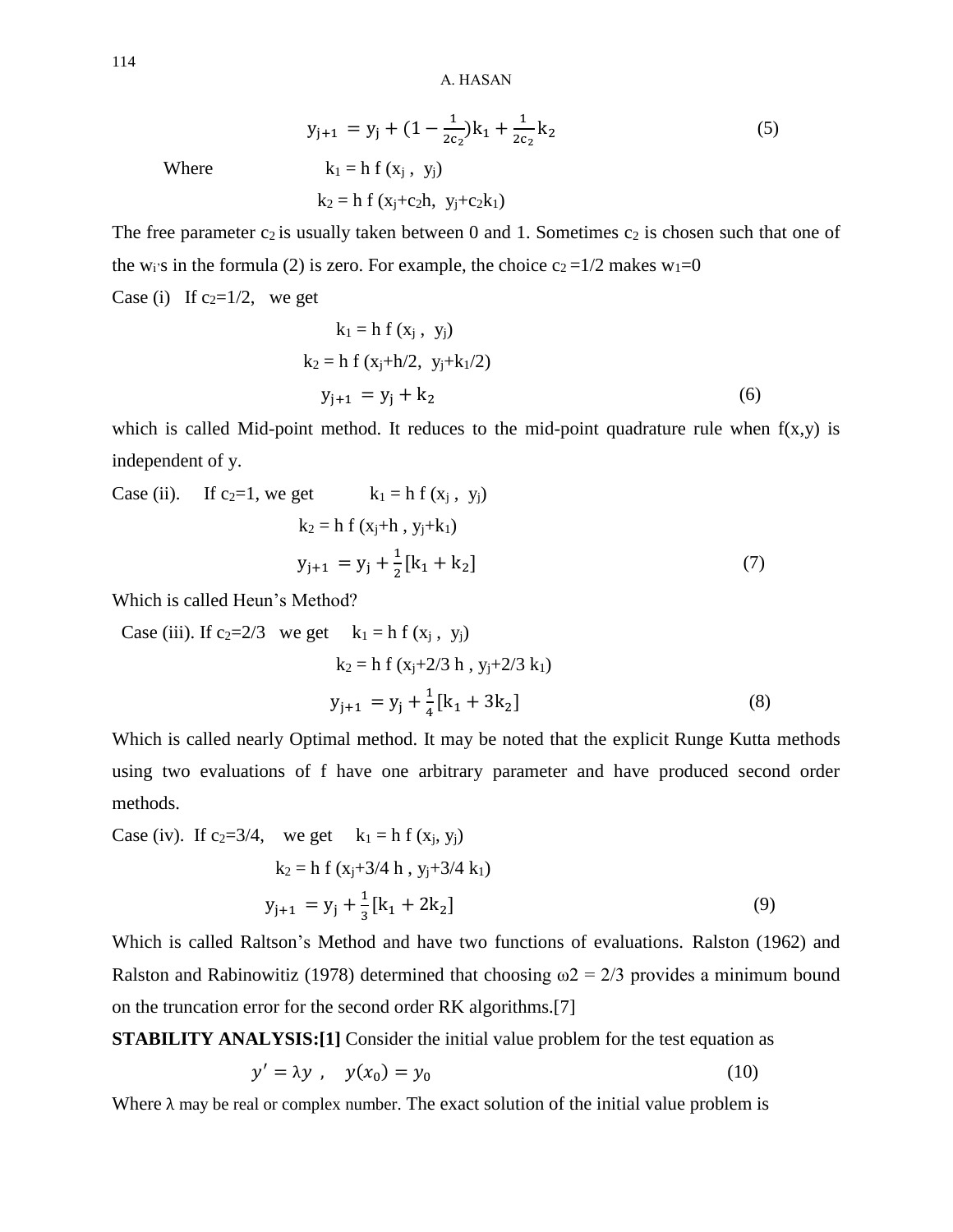$$y_{j+1} = y_j + (1 - \frac{1}{2c_2})k_1 + \frac{1}{2c_2}k_2 \tag{5}$$

Where $k_1 = h\,f(x_j, y_j)$

$k_2 = h\,f(x_j + c_2 h, y_j + c_2 k_1)$

The free parameter $c_2$ is usually taken between 0 and 1. Sometimes $c_2$ is chosen such that one of the $w_i$'s in the formula (2) is zero. For example, the choice $c_2 = 1/2$ makes $w_1 = 0$

Case (i) If $c_2 = 1/2$, we get

$$k_1 = h\,f(x_j, y_j)$$

$$k_2 = h\,f(x_j + h/2, y_j + k_1/2)$$

$$y_{j+1} = y_j + k_2 \tag{6}$$

which is called Mid-point method. It reduces to the mid-point quadrature rule when f(x,y) is independent of y.

Case (ii). If $c_2 = 1$, we get $k_1 = h\,f(x_j, y_j)$

$$k_2 = h\,f(x_j + h, y_j + k_1)$$

$$y_{j+1} = y_j + \frac{1}{2}[k_1 + k_2] \tag{7}$$

Which is called Heun's Method?

Case (iii). If $c_2 = 2/3$ we get $k_1 = h\,f(x_j, y_j)$

$$k_2 = h\,f(x_j + 2/3\,h, y_j + 2/3\,k_1)$$

$$y_{j+1} = y_j + \frac{1}{4}[k_1 + 3k_2] \tag{8}$$

Which is called nearly Optimal method. It may be noted that the explicit Runge Kutta methods using two evaluations of f have one arbitrary parameter and have produced second order methods.

Case (iv). If $c_2 = 3/4$, we get $k_1 = h\,f(x_j, y_j)$

$$k_2 = h\,f(x_j + 3/4\,h, y_j + 3/4\,k_1)$$

$$y_{j+1} = y_j + \frac{1}{3}[k_1 + 2k_2] \tag{9}$$

Which is called Raltson's Method and have two functions of evaluations. Ralston (1962) and Ralston and Rabinowitiz (1978) determined that choosing $\omega 2 = 2/3$ provides a minimum bound on the truncation error for the second order RK algorithms.[7]

**STABILITY ANALYSIS:[1]** Consider the initial value problem for the test equation as

$$y' = \lambda y \;, \quad y(x_0) = y_0 \tag{10}$$

Where λ may be real or complex number. The exact solution of the initial value problem is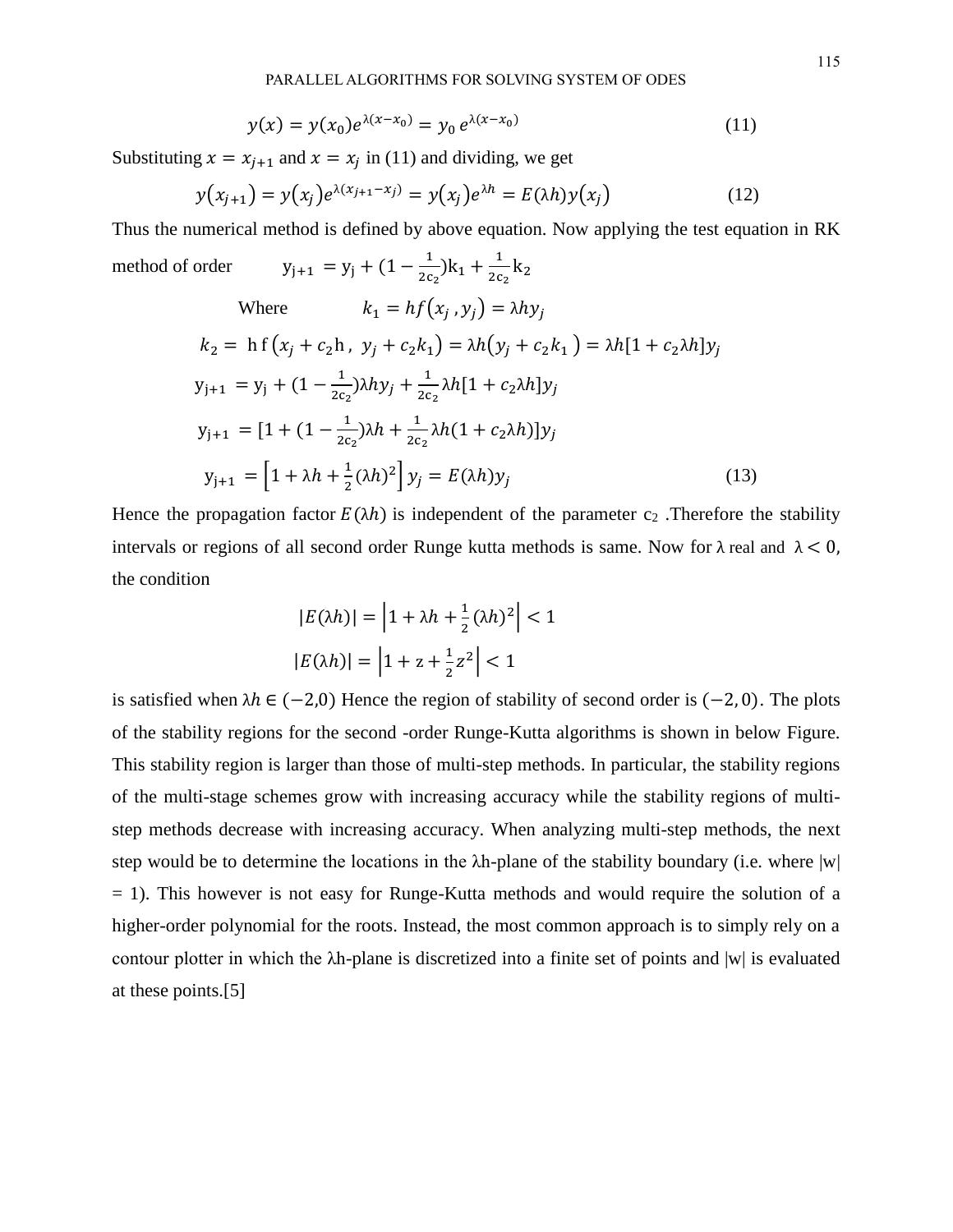$$y(x) = y(x_0)e^{\lambda(x-x_0)} = y_0\, e^{\lambda(x-x_0)} \tag{11}$$

Substituting $x = x_{j+1}$ and $x = x_j$ in (11) and dividing, we get

$$y(x_{j+1}) = y(x_j)e^{\lambda(x_{j+1}-x_j)} = y(x_j)e^{\lambda h} = E(\lambda h)y(x_j) \tag{12}$$

Thus the numerical method is defined by above equation. Now applying the test equation in RK method of order $\quad y_{j+1} = y_j + (1 - \frac{1}{2c_2})k_1 + \frac{1}{2c_2}k_2$

Where $\quad k_1 = hf(x_j\,, y_j) = \lambda h y_j$

$$k_2 = \text{ h f}(x_j + c_2 h\,,\ y_j + c_2 k_1) = \lambda h(y_j + c_2 k_1) = \lambda h[1 + c_2\lambda h]y_j$$

$$y_{j+1} = y_j + (1 - \tfrac{1}{2c_2})\lambda h y_j + \tfrac{1}{2c_2}\lambda h[1 + c_2\lambda h]y_j$$

$$y_{j+1} = [1 + (1 - \tfrac{1}{2c_2})\lambda h + \tfrac{1}{2c_2}\lambda h(1 + c_2\lambda h)]y_j$$

$$y_{j+1} = \left[1 + \lambda h + \tfrac{1}{2}(\lambda h)^2\right] y_j = E(\lambda h)y_j \tag{13}$$

Hence the propagation factor $E(\lambda h)$ is independent of the parameter $c_2$ .Therefore the stability intervals or regions of all second order Runge kutta methods is same. Now for $\lambda$ real and $\lambda < 0$, the condition

$$|E(\lambda h)| = \left|1 + \lambda h + \tfrac{1}{2}(\lambda h)^2\right| < 1$$

$$|E(\lambda h)| = \left|1 + z + \tfrac{1}{2}z^2\right| < 1$$

is satisfied when $\lambda h \in (-2,0)$ Hence the region of stability of second order is $(-2, 0)$. The plots of the stability regions for the second -order Runge-Kutta algorithms is shown in below Figure. This stability region is larger than those of multi-step methods. In particular, the stability regions of the multi-stage schemes grow with increasing accuracy while the stability regions of multi-step methods decrease with increasing accuracy. When analyzing multi-step methods, the next step would be to determine the locations in the λh-plane of the stability boundary (i.e. where |w| = 1). This however is not easy for Runge-Kutta methods and would require the solution of a higher-order polynomial for the roots. Instead, the most common approach is to simply rely on a contour plotter in which the λh-plane is discretized into a finite set of points and |w| is evaluated at these points.[5]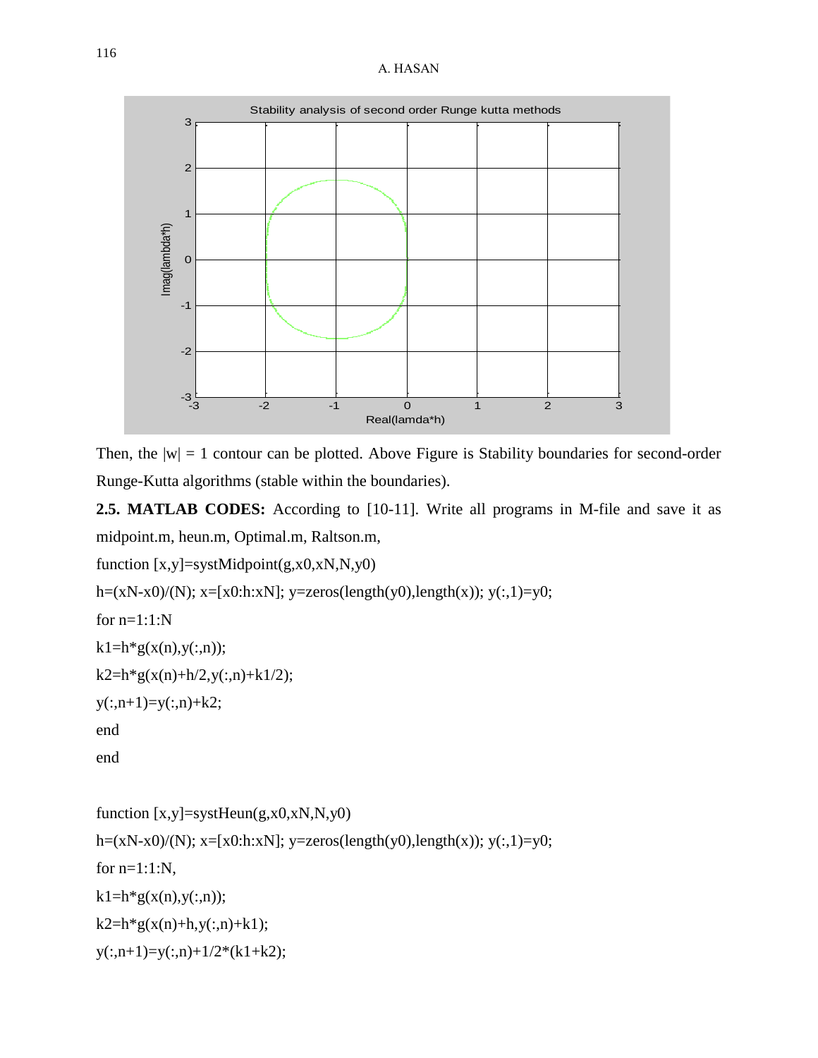Then, the $|w| = 1$ contour can be plotted. Above Figure is Stability boundaries for second-order Runge-Kutta algorithms (stable within the boundaries).

**2.5. MATLAB CODES:** According to [10-11]. Write all programs in M-file and save it as midpoint.m, heun.m, Optimal.m, Raltson.m,

```
function [x,y]=systMidpoint(g,x0,xN,N,y0)
h=(xN-x0)/(N); x=[x0:h:xN]; y=zeros(length(y0),length(x)); y(:,1)=y0;
for n=1:1:N
k1=h*g(x(n),y(:,n));
k2=h*g(x(n)+h/2,y(:,n)+k1/2);
y(:,n+1)=y(:,n)+k2;
end
end
```

```
function [x,y]=systHeun(g,x0,xN,N,y0)
h=(xN-x0)/(N); x=[x0:h:xN]; y=zeros(length(y0),length(x)); y(:,1)=y0;
for n=1:1:N,
k1=h*g(x(n),y(:,n));
k2=h*g(x(n)+h,y(:,n)+k1);
y(:,n+1)=y(:,n)+1/2*(k1+k2);
```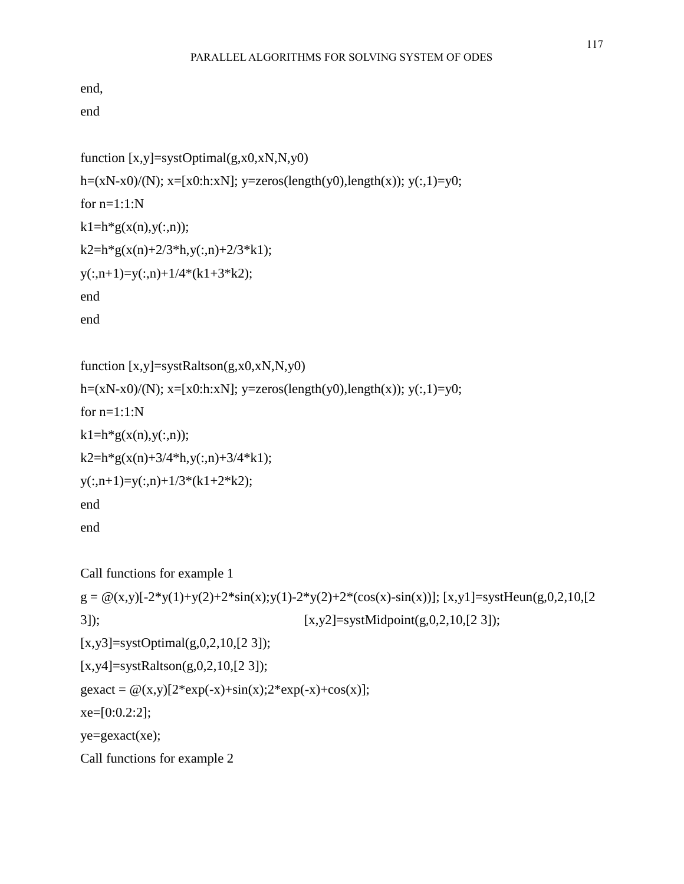```
end,
end

function [x,y]=systOptimal(g,x0,xN,N,y0)
h=(xN-x0)/(N); x=[x0:h:xN]; y=zeros(length(y0),length(x)); y(:,1)=y0;
for n=1:1:N
k1=h*g(x(n),y(:,n));
k2=h*g(x(n)+2/3*h,y(:,n)+2/3*k1);
y(:,n+1)=y(:,n)+1/4*(k1+3*k2);
end
end

function [x,y]=systRaltson(g,x0,xN,N,y0)
h=(xN-x0)/(N); x=[x0:h:xN]; y=zeros(length(y0),length(x)); y(:,1)=y0;
for n=1:1:N
k1=h*g(x(n),y(:,n));
k2=h*g(x(n)+3/4*h,y(:,n)+3/4*k1);
y(:,n+1)=y(:,n)+1/3*(k1+2*k2);
end
end
```

Call functions for example 1

```
g = @(x,y)[-2*y(1)+y(2)+2*sin(x);y(1)-2*y(2)+2*(cos(x)-sin(x))]; [x,y1]=systHeun(g,0,2,10,[2 3]); [x,y2]=systMidpoint(g,0,2,10,[2 3]);
[x,y3]=systOptimal(g,0,2,10,[2 3]);
[x,y4]=systRaltson(g,0,2,10,[2 3]);
gexact = @(x,y)[2*exp(-x)+sin(x);2*exp(-x)+cos(x)];
xe=[0:0.2:2];
ye=gexact(xe);
```

Call functions for example 2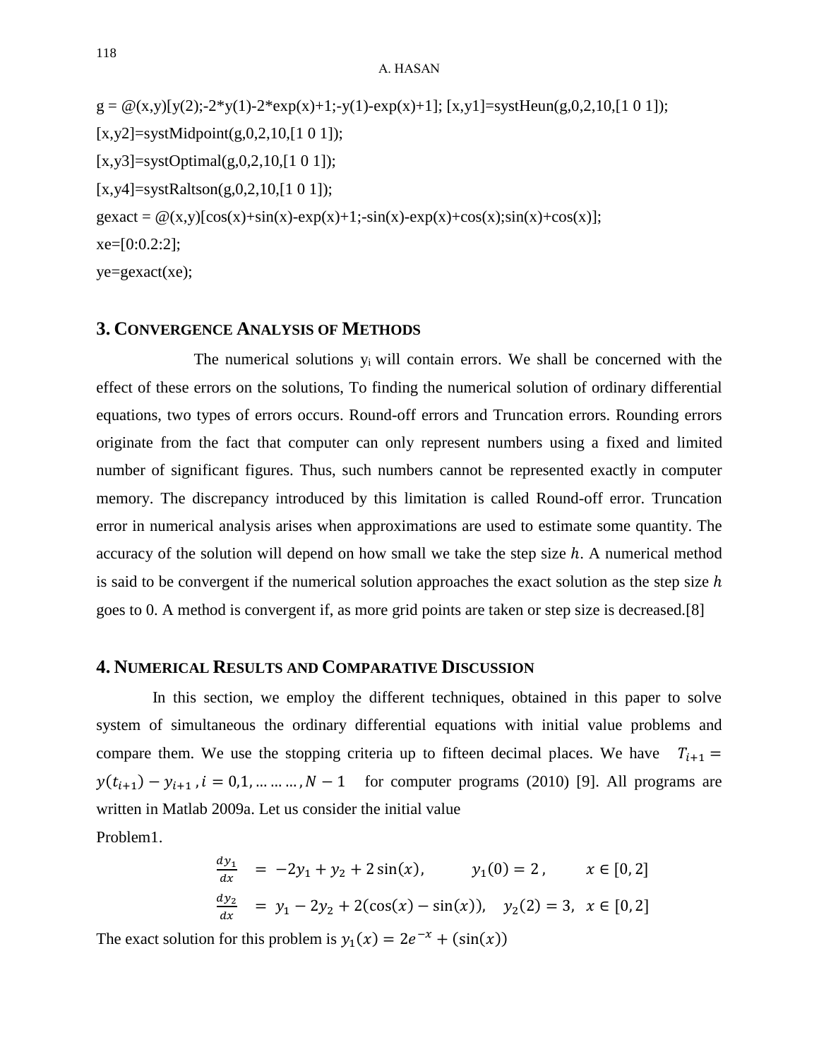```
g = @(x,y)[y(2);-2*y(1)-2*exp(x)+1;-y(1)-exp(x)+1]; [x,y1]=systHeun(g,0,2,10,[1 0 1]);
[x,y2]=systMidpoint(g,0,2,10,[1 0 1]);
[x,y3]=systOptimal(g,0,2,10,[1 0 1]);
[x,y4]=systRaltson(g,0,2,10,[1 0 1]);
gexact = @(x,y)[cos(x)+sin(x)-exp(x)+1;-sin(x)-exp(x)+cos(x);sin(x)+cos(x)];
xe=[0:0.2:2];
ye=gexact(xe);
```

## 3. Convergence Analysis of Methods

The numerical solutions $y_i$ will contain errors. We shall be concerned with the effect of these errors on the solutions, To finding the numerical solution of ordinary differential equations, two types of errors occurs. Round-off errors and Truncation errors. Rounding errors originate from the fact that computer can only represent numbers using a fixed and limited number of significant figures. Thus, such numbers cannot be represented exactly in computer memory. The discrepancy introduced by this limitation is called Round-off error. Truncation error in numerical analysis arises when approximations are used to estimate some quantity. The accuracy of the solution will depend on how small we take the step size $h$. A numerical method is said to be convergent if the numerical solution approaches the exact solution as the step size $h$ goes to 0. A method is convergent if, as more grid points are taken or step size is decreased.[8]

## 4. Numerical Results and Comparative Discussion

In this section, we employ the different techniques, obtained in this paper to solve system of simultaneous the ordinary differential equations with initial value problems and compare them. We use the stopping criteria up to fifteen decimal places. We have $T_{i+1} = y(t_{i+1}) - y_{i+1}, i = 0,1, \ldots \ldots \ldots, N-1$ for computer programs (2010) [9]. All programs are written in Matlab 2009a. Let us consider the initial value

Problem1.

$$\frac{dy_1}{dx} = -2y_1 + y_2 + 2\sin(x), \qquad y_1(0) = 2, \qquad x \in [0,2]$$

$$\frac{dy_2}{dx} = y_1 - 2y_2 + 2(\cos(x) - \sin(x)), \quad y_2(2) = 3, \quad x \in [0,2]$$

The exact solution for this problem is $y_1(x) = 2e^{-x} + (\sin(x))$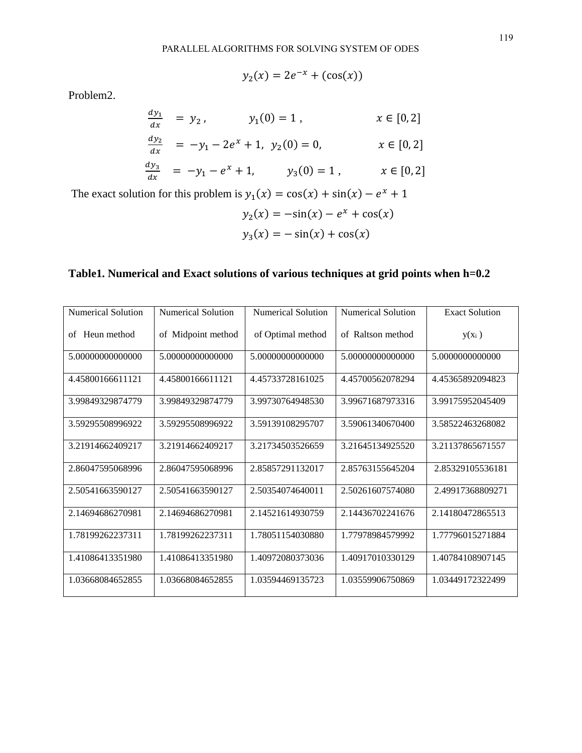$$y_2(x) = 2e^{-x} + (\cos(x))$$

Problem2.

$$\frac{dy_1}{dx} = y_2 , \qquad y_1(0) = 1 , \qquad x \in [0, 2]$$

$$\frac{dy_2}{dx} = -y_1 - 2e^x + 1, \quad y_2(0) = 0, \qquad x \in [0, 2]$$

$$\frac{dy_3}{dx} = -y_1 - e^x + 1, \qquad y_3(0) = 1 , \qquad x \in [0, 2]$$

The exact solution for this problem is $y_1(x) = \cos(x) + \sin(x) - e^x + 1$

$$y_2(x) = -\sin(x) - e^x + \cos(x)$$

$$y_3(x) = -\sin(x) + \cos(x)$$

**Table1. Numerical and Exact solutions of various techniques at grid points when h=0.2**

| Numerical Solution of Heun method | Numerical Solution of Midpoint method | Numerical Solution of Optimal method | Numerical Solution of Raltson method | Exact Solution $y(x_i)$ |
|---|---|---|---|---|
| 5.00000000000000 | 5.00000000000000 | 5.00000000000000 | 5.00000000000000 | 5.0000000000000 |
| 4.45800166611121 | 4.45800166611121 | 4.45733728161025 | 4.45700562078294 | 4.45365892094823 |
| 3.99849329874779 | 3.99849329874779 | 3.99730764948530 | 3.99671687973316 | 3.99175952045409 |
| 3.59295508996922 | 3.59295508996922 | 3.59139108295707 | 3.59061340670400 | 3.58522463268082 |
| 3.21914662409217 | 3.21914662409217 | 3.21734503526659 | 3.21645134925520 | 3.21137865671557 |
| 2.86047595068996 | 2.86047595068996 | 2.85857291132017 | 2.85763155645204 | 2.85329105536181 |
| 2.50541663590127 | 2.50541663590127 | 2.50354074640011 | 2.50261607574080 | 2.49917368809271 |
| 2.14694686270981 | 2.14694686270981 | 2.14521614930759 | 2.14436702241676 | 2.14180472865513 |
| 1.78199262237311 | 1.78199262237311 | 1.78051154030880 | 1.77978984579992 | 1.77796015271884 |
| 1.41086413351980 | 1.41086413351980 | 1.40972080373036 | 1.40917010330129 | 1.40784108907145 |
| 1.03668084652855 | 1.03668084652855 | 1.03594469135723 | 1.03559906750869 | 1.03449172322499 |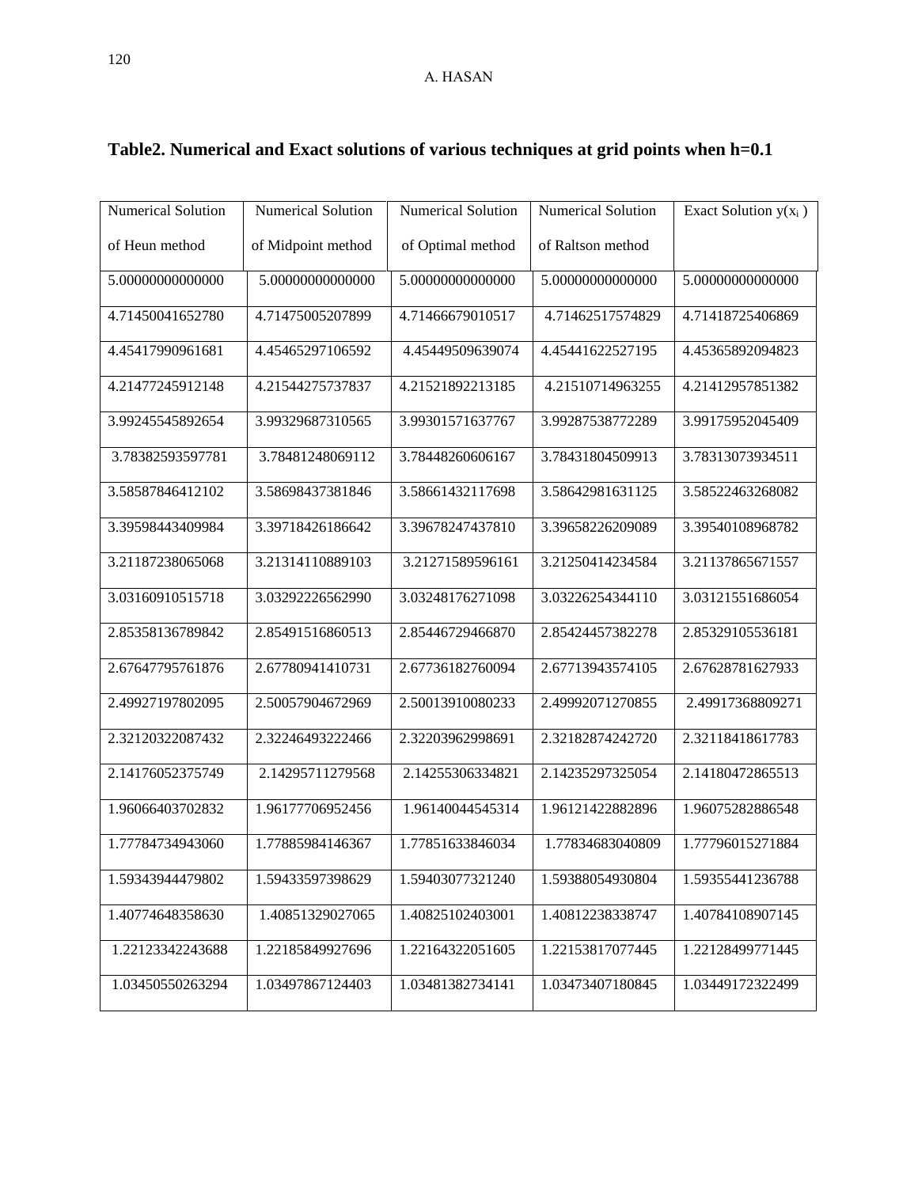**Table2. Numerical and Exact solutions of various techniques at grid points when h=0.1**

| Numerical Solution of Heun method | Numerical Solution of Midpoint method | Numerical Solution of Optimal method | Numerical Solution of Raltson method | Exact Solution $y(x_i)$ |
|---|---|---|---|---|
| 5.00000000000000 | 5.00000000000000 | 5.00000000000000 | 5.00000000000000 | 5.00000000000000 |
| 4.71450041652780 | 4.71475005207899 | 4.71466679010517 | 4.71462517574829 | 4.71418725406869 |
| 4.45417990961681 | 4.45465297106592 | 4.45449509639074 | 4.45441622527195 | 4.45365892094823 |
| 4.21477245912148 | 4.21544275737837 | 4.21521892213185 | 4.21510714963255 | 4.21412957851382 |
| 3.99245545892654 | 3.99329687310565 | 3.99301571637767 | 3.99287538772289 | 3.99175952045409 |
| 3.78382593597781 | 3.78481248069112 | 3.78448260606167 | 3.78431804509913 | 3.78313073934511 |
| 3.58587846412102 | 3.58698437381846 | 3.58661432117698 | 3.58642981631125 | 3.58522463268082 |
| 3.39598443409984 | 3.39718426186642 | 3.39678247437810 | 3.39658226209089 | 3.39540108968782 |
| 3.21187238065068 | 3.21314110889103 | 3.21271589596161 | 3.21250414234584 | 3.21137865671557 |
| 3.03160910515718 | 3.03292226562990 | 3.03248176271098 | 3.03226254344110 | 3.03121551686054 |
| 2.85358136789842 | 2.85491516860513 | 2.85446729466870 | 2.85424457382278 | 2.85329105536181 |
| 2.67647795761876 | 2.67780941410731 | 2.67736182760094 | 2.67713943574105 | 2.67628781627933 |
| 2.49927197802095 | 2.50057904672969 | 2.50013910080233 | 2.49992071270855 | 2.49917368809271 |
| 2.32120322087432 | 2.32246493222466 | 2.32203962998691 | 2.32182874242720 | 2.32118418617783 |
| 2.14176052375749 | 2.14295711279568 | 2.14255306334821 | 2.14235297325054 | 2.14180472865513 |
| 1.96066403702832 | 1.96177706952456 | 1.96140044545314 | 1.96121422882896 | 1.96075282886548 |
| 1.77784734943060 | 1.77885984146367 | 1.77851633846034 | 1.77834683040809 | 1.77796015271884 |
| 1.59343944479802 | 1.59433597398629 | 1.59403077321240 | 1.59388054930804 | 1.59355441236788 |
| 1.40774648358630 | 1.40851329027065 | 1.40825102403001 | 1.40812238338747 | 1.40784108907145 |
| 1.22123342243688 | 1.22185849927696 | 1.22164322051605 | 1.22153817077445 | 1.22128499771445 |
| 1.03450550263294 | 1.03497867124403 | 1.03481382734141 | 1.03473407180845 | 1.03449172322499 |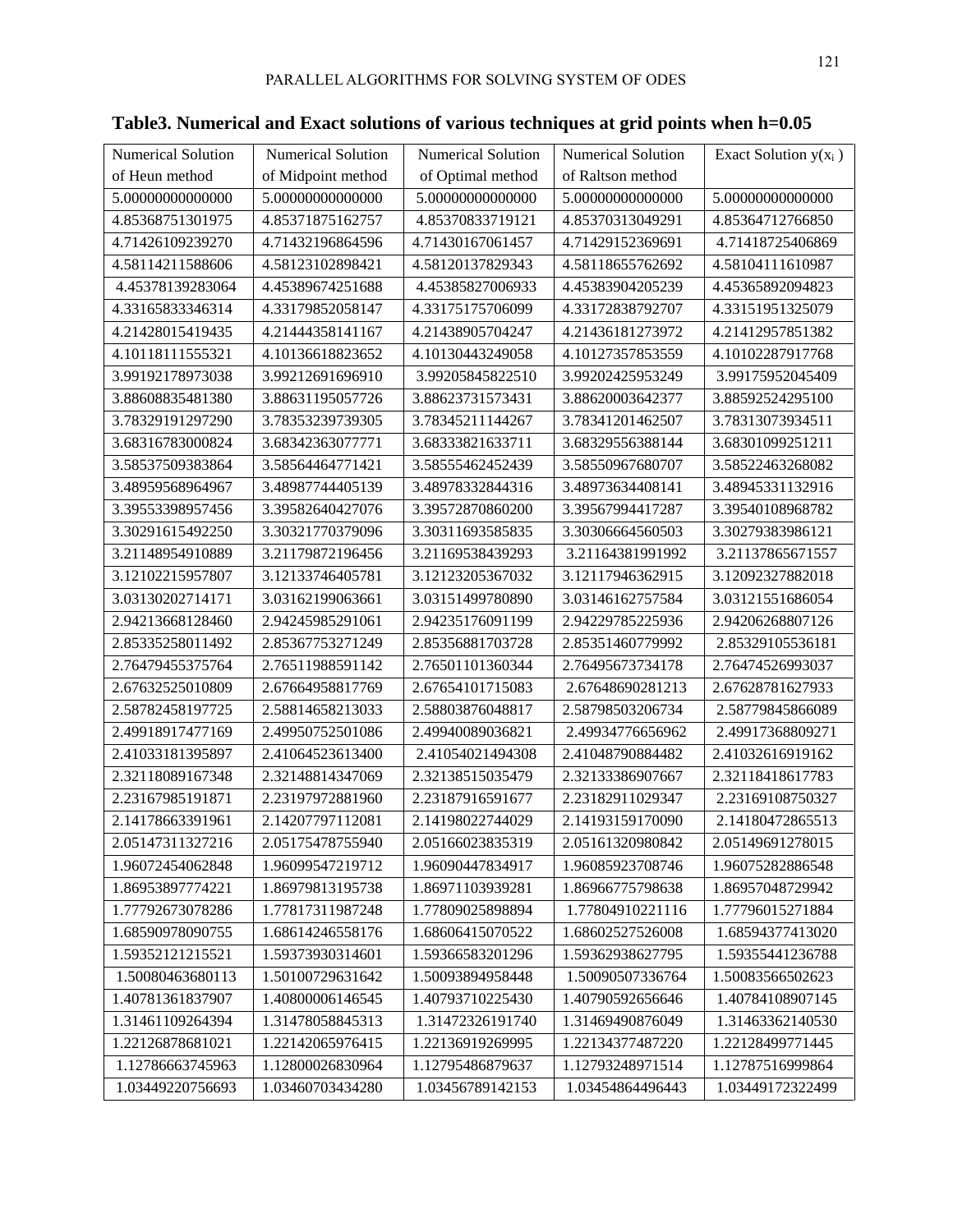**Table3. Numerical and Exact solutions of various techniques at grid points when h=0.05**

| Numerical Solution of Heun method | Numerical Solution of Midpoint method | Numerical Solution of Optimal method | Numerical Solution of Raltson method | Exact Solution $y(x_i)$ |
|---|---|---|---|---|
| 5.00000000000000 | 5.00000000000000 | 5.00000000000000 | 5.00000000000000 | 5.00000000000000 |
| 4.85368751301975 | 4.85371875162757 | 4.85370833719121 | 4.85370313049291 | 4.85364712766850 |
| 4.71426109239270 | 4.71432196864596 | 4.71430167061457 | 4.71429152369691 | 4.71418725406869 |
| 4.58114211588606 | 4.58123102898421 | 4.58120137829343 | 4.58118655762692 | 4.58104111610987 |
| 4.45378139283064 | 4.45389674251688 | 4.45385827006933 | 4.45383904205239 | 4.45365892094823 |
| 4.33165833346314 | 4.33179852058147 | 4.33175175706099 | 4.33172838792707 | 4.33151951325079 |
| 4.21428015419435 | 4.21444358141167 | 4.21438905704247 | 4.21436181273972 | 4.21412957851382 |
| 4.10118111555321 | 4.10136618823652 | 4.10130443249058 | 4.10127357853559 | 4.10102287917768 |
| 3.99192178973038 | 3.99212691696910 | 3.99205845822510 | 3.99202425953249 | 3.99175952045409 |
| 3.88608835481380 | 3.88631195057726 | 3.88623731573431 | 3.88620003642377 | 3.88592524295100 |
| 3.78329191297290 | 3.78353239739305 | 3.78345211144267 | 3.78341201462507 | 3.78313073934511 |
| 3.68316783000824 | 3.68342363077771 | 3.68333821633711 | 3.68329556388144 | 3.68301099251211 |
| 3.58537509383864 | 3.58564464771421 | 3.58555462452439 | 3.58550967680707 | 3.58522463268082 |
| 3.48959568964967 | 3.48987744405139 | 3.48978332844316 | 3.48973634408141 | 3.48945331132916 |
| 3.39553398957456 | 3.39582640427076 | 3.39572870860200 | 3.39567994417287 | 3.39540108968782 |
| 3.30291615492250 | 3.30321770379096 | 3.30311693585835 | 3.30306664560503 | 3.30279383986121 |
| 3.21148954910889 | 3.21179872196456 | 3.21169538439293 | 3.21164381991992 | 3.21137865671557 |
| 3.12102215957807 | 3.12133746405781 | 3.12123205367032 | 3.12117946362915 | 3.12092327882018 |
| 3.03130202714171 | 3.03162199063661 | 3.03151499780890 | 3.03146162757584 | 3.03121551686054 |
| 2.94213668128460 | 2.94245985291061 | 2.94235176091199 | 2.94229785225936 | 2.94206268807126 |
| 2.85335258011492 | 2.85367753271249 | 2.85356881703728 | 2.85351460779992 | 2.85329105536181 |
| 2.76479455375764 | 2.76511988591142 | 2.76501101360344 | 2.76495673734178 | 2.76474526993037 |
| 2.67632525010809 | 2.67664958817769 | 2.67654101715083 | 2.67648690281213 | 2.67628781627933 |
| 2.58782458197725 | 2.58814658213033 | 2.58803876048817 | 2.58798503206734 | 2.58779845866089 |
| 2.49918917477169 | 2.49950752501086 | 2.49940089036821 | 2.49934776656962 | 2.49917368809271 |
| 2.41033181395897 | 2.41064523613400 | 2.41054021494308 | 2.41048790884482 | 2.41032616919162 |
| 2.32118089167348 | 2.32148814347069 | 2.32138515035479 | 2.32133386907667 | 2.32118418617783 |
| 2.23167985191871 | 2.23197972881960 | 2.23187916591677 | 2.23182911029347 | 2.23169108750327 |
| 2.14178663391961 | 2.14207797112081 | 2.14198022744029 | 2.14193159170090 | 2.14180472865513 |
| 2.05147311327216 | 2.05175478755940 | 2.05166023835319 | 2.05161320980842 | 2.05149691278015 |
| 1.96072454062848 | 1.96099547219712 | 1.96090447834917 | 1.96085923708746 | 1.96075282886548 |
| 1.86953897774221 | 1.86979813195738 | 1.86971103939281 | 1.86966775798638 | 1.86957048729942 |
| 1.77792673078286 | 1.77817311987248 | 1.77809025898894 | 1.77804910221116 | 1.77796015271884 |
| 1.68590978090755 | 1.68614246558176 | 1.68606415070522 | 1.68602527526008 | 1.68594377413020 |
| 1.59352121215521 | 1.59373930314601 | 1.59366583201296 | 1.59362938627795 | 1.59355441236788 |
| 1.50080463680113 | 1.50100729631642 | 1.50093894958448 | 1.50090507336764 | 1.50083566502623 |
| 1.40781361837907 | 1.40800006146545 | 1.40793710225430 | 1.40790592656646 | 1.40784108907145 |
| 1.31461109264394 | 1.31478058845313 | 1.31472326191740 | 1.31469490876049 | 1.31463362140530 |
| 1.22126878681021 | 1.22142065976415 | 1.22136919269995 | 1.22134377487220 | 1.22128499771445 |
| 1.12786663745963 | 1.12800026830964 | 1.12795486879637 | 1.12793248971514 | 1.12787516999864 |
| 1.03449220756693 | 1.03460703434280 | 1.03456789142153 | 1.03454864496443 | 1.03449172322499 |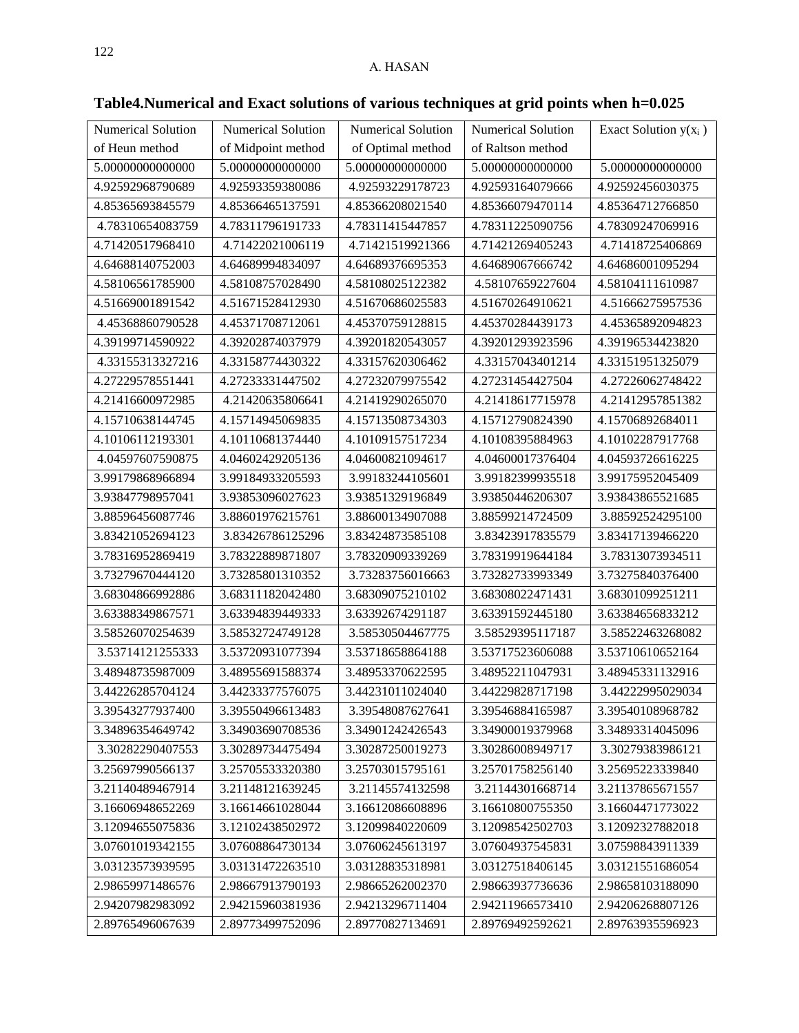**Table4.Numerical and Exact solutions of various techniques at grid points when h=0.025**

| Numerical Solution of Heun method | Numerical Solution of Midpoint method | Numerical Solution of Optimal method | Numerical Solution of Raltson method | Exact Solution $y(x_i)$ |
|---|---|---|---|---|
| 5.00000000000000 | 5.00000000000000 | 5.00000000000000 | 5.00000000000000 | 5.00000000000000 |
| 4.92592968790689 | 4.92593359380086 | 4.92593229178723 | 4.92593164079666 | 4.92592456030375 |
| 4.85365693845579 | 4.85366465137591 | 4.85366208021540 | 4.85366079470114 | 4.85364712766850 |
| 4.78310654083759 | 4.78311796191733 | 4.78311415447857 | 4.78311225090756 | 4.78309247069916 |
| 4.71420517968410 | 4.71422021006119 | 4.71421519921366 | 4.71421269405243 | 4.71418725406869 |
| 4.64688140752003 | 4.64689994834097 | 4.64689376695353 | 4.64689067666742 | 4.64686001095294 |
| 4.58106561785900 | 4.58108757028490 | 4.58108025122382 | 4.58107659227604 | 4.58104111610987 |
| 4.51669001891542 | 4.51671528412930 | 4.51670686025583 | 4.51670264910621 | 4.51666275957536 |
| 4.45368860790528 | 4.45371708712061 | 4.45370759128815 | 4.45370284439173 | 4.45365892094823 |
| 4.39199714590922 | 4.39202874037979 | 4.39201820543057 | 4.39201293923596 | 4.39196534423820 |
| 4.33155313327216 | 4.33158774430322 | 4.33157620306462 | 4.33157043401214 | 4.33151951325079 |
| 4.27229578551441 | 4.27233331447502 | 4.27232079975542 | 4.27231454427504 | 4.27226062748422 |
| 4.21416600972985 | 4.21420635806641 | 4.21419290265070 | 4.21418617715978 | 4.21412957851382 |
| 4.15710638144745 | 4.15714945069835 | 4.15713508734303 | 4.15712790824390 | 4.15706892684011 |
| 4.10106112193301 | 4.10110681374440 | 4.10109157517234 | 4.10108395884963 | 4.10102287917768 |
| 4.04597607590875 | 4.04602429205136 | 4.04600821094617 | 4.04600017376404 | 4.04593726616225 |
| 3.99179868966894 | 3.99184933205593 | 3.99183244105601 | 3.99182399935518 | 3.99175952045409 |
| 3.93847798957041 | 3.93853096027623 | 3.93851329196849 | 3.93850446206307 | 3.93843865521685 |
| 3.88596456087746 | 3.88601976215761 | 3.88600134907088 | 3.88599214724509 | 3.88592524295100 |
| 3.83421052694123 | 3.83426786125296 | 3.83424873585108 | 3.83423917835579 | 3.83417139466220 |
| 3.78316952869419 | 3.78322889871807 | 3.78320909339269 | 3.78319919644184 | 3.78313073934511 |
| 3.73279670444120 | 3.73285801310352 | 3.73283756016663 | 3.73282733993349 | 3.73275840376400 |
| 3.68304866992886 | 3.68311182042480 | 3.68309075210102 | 3.68308022471431 | 3.68301099251211 |
| 3.63388349867571 | 3.63394839449333 | 3.63392674291187 | 3.63391592445180 | 3.63384656833212 |
| 3.58526070254639 | 3.58532724749128 | 3.58530504467775 | 3.58529395117187 | 3.58522463268082 |
| 3.53714121255333 | 3.53720931077394 | 3.53718658864188 | 3.53717523606088 | 3.53710610652164 |
| 3.48948735987009 | 3.48955691588374 | 3.48953370622595 | 3.48952211047931 | 3.48945331132916 |
| 3.44226285704124 | 3.44233377576075 | 3.44231011024040 | 3.44229828717198 | 3.44222995029034 |
| 3.39543277937400 | 3.39550496613483 | 3.39548087627641 | 3.39546884165987 | 3.39540108968782 |
| 3.34896354649742 | 3.34903690708536 | 3.34901242426543 | 3.34900019379968 | 3.34893314045096 |
| 3.30282290407553 | 3.30289734475494 | 3.30287250019273 | 3.30286008949717 | 3.30279383986121 |
| 3.25697990566137 | 3.25705533320380 | 3.25703015795161 | 3.25701758256140 | 3.25695223339840 |
| 3.21140489467914 | 3.21148121639245 | 3.21145574132598 | 3.21144301668714 | 3.21137865671557 |
| 3.16606948652269 | 3.16614661028044 | 3.16612086608896 | 3.16610800755350 | 3.16604471773022 |
| 3.12094655075836 | 3.12102438502972 | 3.12099840220609 | 3.12098542502703 | 3.12092327882018 |
| 3.07601019342155 | 3.07608864730134 | 3.07606245613197 | 3.07604937545831 | 3.07598843911339 |
| 3.03123573939595 | 3.03131472263510 | 3.03128835318981 | 3.03127518406145 | 3.03121551686054 |
| 2.98659971486576 | 2.98667913790193 | 2.98665262002370 | 2.98663937736636 | 2.98658103188090 |
| 2.94207982983092 | 2.94215960381936 | 2.94213296711404 | 2.94211966573410 | 2.94206268807126 |
| 2.89765496067639 | 2.89773499752096 | 2.89770827134691 | 2.89769492592621 | 2.89763935596923 |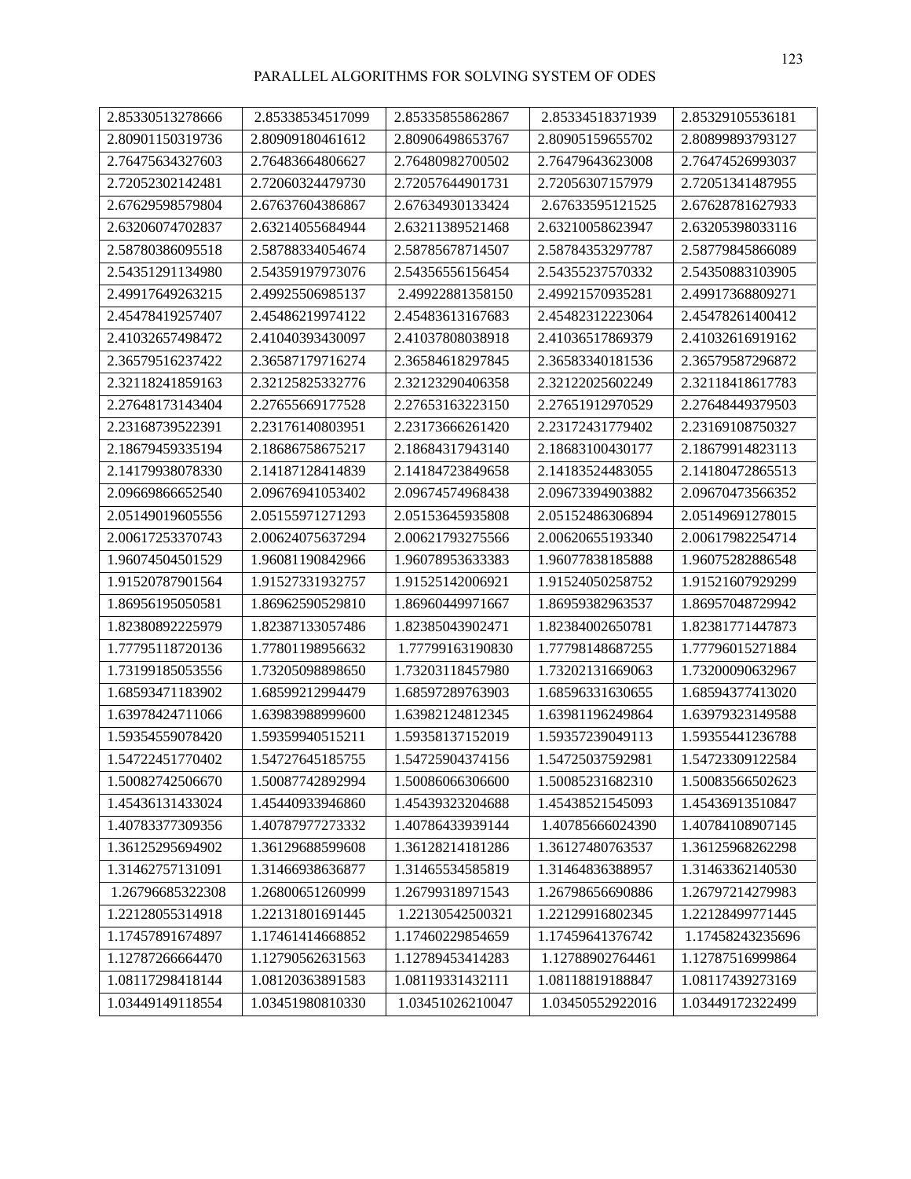| | | | | |
|---|---|---|---|---|
| 2.85330513278666 | 2.85338534517099 | 2.85335855862867 | 2.85334518371939 | 2.85329105536181 |
| 2.80901150319736 | 2.80909180461612 | 2.80906498653767 | 2.80905159655702 | 2.80899893793127 |
| 2.76475634327603 | 2.76483664806627 | 2.76480982700502 | 2.76479643623008 | 2.76474526993037 |
| 2.72052302142481 | 2.72060324479730 | 2.72057644901731 | 2.72056307157979 | 2.72051341487955 |
| 2.67629598579804 | 2.67637604386867 | 2.67634930133424 | 2.67633595121525 | 2.67628781627933 |
| 2.63206074702837 | 2.63214055684944 | 2.63211389521468 | 2.63210058623947 | 2.63205398033116 |
| 2.58780386095518 | 2.58788334054674 | 2.58785678714507 | 2.58784353297787 | 2.58779845866089 |
| 2.54351291134980 | 2.54359197973076 | 2.54356556156454 | 2.54355237570332 | 2.54350883103905 |
| 2.49917649263215 | 2.49925506985137 | 2.49922881358150 | 2.49921570935281 | 2.49917368809271 |
| 2.45478419257407 | 2.45486219974122 | 2.45483613167683 | 2.45482312223064 | 2.45478261400412 |
| 2.41032657498472 | 2.41040393430097 | 2.41037808038918 | 2.41036517869379 | 2.41032616919162 |
| 2.36579516237422 | 2.36587179716274 | 2.36584618297845 | 2.36583340181536 | 2.36579587296872 |
| 2.32118241859163 | 2.32125825332776 | 2.32123290406358 | 2.32122025602249 | 2.32118418617783 |
| 2.27648173143404 | 2.27655669177528 | 2.27653163223150 | 2.27651912970529 | 2.27648449379503 |
| 2.23168739522391 | 2.23176140803951 | 2.23173666261420 | 2.23172431779402 | 2.23169108750327 |
| 2.18679459335194 | 2.18686758675217 | 2.18684317943140 | 2.18683100430177 | 2.18679914823113 |
| 2.14179938078330 | 2.14187128414839 | 2.14184723849658 | 2.14183524483055 | 2.14180472865513 |
| 2.09669866652540 | 2.09676941053402 | 2.09674574968438 | 2.09673394903882 | 2.09670473566352 |
| 2.05149019605556 | 2.05155971271293 | 2.05153645935808 | 2.05152486306894 | 2.05149691278015 |
| 2.00617253370743 | 2.00624075637294 | 2.00621793275566 | 2.00620655193340 | 2.00617982254714 |
| 1.96074504501529 | 1.96081190842966 | 1.96078953633383 | 1.96077838185888 | 1.96075282886548 |
| 1.91520787901564 | 1.91527331932757 | 1.91525142006921 | 1.91524050258752 | 1.91521607929299 |
| 1.86956195050581 | 1.86962590529810 | 1.86960449971667 | 1.86959382963537 | 1.86957048729942 |
| 1.82380892225979 | 1.82387133057486 | 1.82385043902471 | 1.82384002650781 | 1.82381771447873 |
| 1.77795118720136 | 1.77801198956632 | 1.77799163190830 | 1.77798148687255 | 1.77796015271884 |
| 1.73199185053556 | 1.73205098898650 | 1.73203118457980 | 1.73202131669063 | 1.73200090632967 |
| 1.68593471183902 | 1.68599212994479 | 1.68597289763903 | 1.68596331630655 | 1.68594377413020 |
| 1.63978424711066 | 1.63983988999600 | 1.63982124812345 | 1.63981196249864 | 1.63979323149588 |
| 1.59354559078420 | 1.59359940515211 | 1.59358137152019 | 1.59357239049113 | 1.59355441236788 |
| 1.54722451770402 | 1.54727645185755 | 1.54725904374156 | 1.54725037592981 | 1.54723309122584 |
| 1.50082742506670 | 1.50087742892994 | 1.50086066306600 | 1.50085231682310 | 1.50083566502623 |
| 1.45436131433024 | 1.45440933946860 | 1.45439323204688 | 1.45438521545093 | 1.45436913510847 |
| 1.40783377309356 | 1.40787977273332 | 1.40786433939144 | 1.40785666024390 | 1.40784108907145 |
| 1.36125295694902 | 1.36129688599608 | 1.36128214181286 | 1.36127480763537 | 1.36125968262298 |
| 1.31462757131091 | 1.31466938636877 | 1.31465534585819 | 1.31464836388957 | 1.31463362140530 |
| 1.26796685322308 | 1.26800651260999 | 1.26799318971543 | 1.26798656690886 | 1.26797214279983 |
| 1.22128055314918 | 1.22131801691445 | 1.22130542500321 | 1.22129916802345 | 1.22128499771445 |
| 1.17457891674897 | 1.17461414668852 | 1.17460229854659 | 1.17459641376742 | 1.17458243235696 |
| 1.12787266664470 | 1.12790562631563 | 1.12789453414283 | 1.12788902764461 | 1.12787516999864 |
| 1.08117298418144 | 1.08120363891583 | 1.08119331432111 | 1.08118819188847 | 1.08117439273169 |
| 1.03449149118554 | 1.03451980810330 | 1.03451026210047 | 1.03450552922016 | 1.03449172322499 |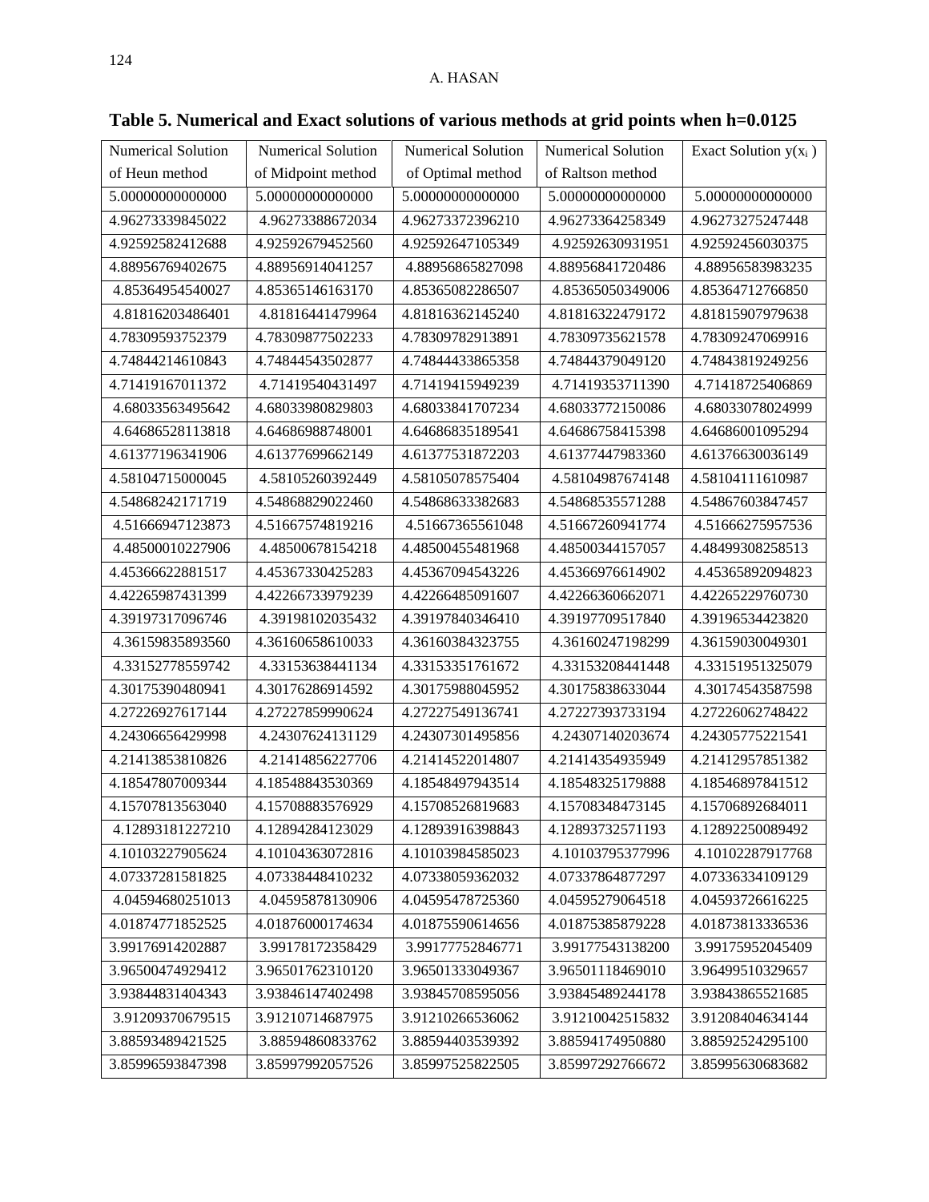**Table 5. Numerical and Exact solutions of various methods at grid points when h=0.0125**

| Numerical Solution of Heun method | Numerical Solution of Midpoint method | Numerical Solution of Optimal method | Numerical Solution of Raltson method | Exact Solution $y(x_i)$ |
|---|---|---|---|---|
| 5.00000000000000 | 5.00000000000000 | 5.00000000000000 | 5.00000000000000 | 5.00000000000000 |
| 4.96273339845022 | 4.96273388672034 | 4.96273372396210 | 4.96273364258349 | 4.96273275247448 |
| 4.92592582412688 | 4.92592679452560 | 4.92592647105349 | 4.92592630931951 | 4.92592456030375 |
| 4.88956769402675 | 4.88956914041257 | 4.88956865827098 | 4.88956841720486 | 4.88956583983235 |
| 4.85364954540027 | 4.85365146163170 | 4.85365082286507 | 4.85365050349006 | 4.85364712766850 |
| 4.81816203486401 | 4.81816441479964 | 4.81816362145240 | 4.81816322479172 | 4.81815907979638 |
| 4.78309593752379 | 4.78309877502233 | 4.78309782913891 | 4.78309735621578 | 4.78309247069916 |
| 4.74844214610843 | 4.74844543502877 | 4.74844433865358 | 4.74844379049120 | 4.74843819249256 |
| 4.71419167011372 | 4.71419540431497 | 4.71419415949239 | 4.71419353711390 | 4.71418725406869 |
| 4.68033563495642 | 4.68033980829803 | 4.68033841707234 | 4.68033772150086 | 4.68033078024999 |
| 4.64686528113818 | 4.64686988748001 | 4.64686835189541 | 4.64686758415398 | 4.64686001095294 |
| 4.61377196341906 | 4.61377699662149 | 4.61377531872203 | 4.61377447983360 | 4.61376630036149 |
| 4.58104715000045 | 4.58105260392449 | 4.58105078575404 | 4.58104987674148 | 4.58104111610987 |
| 4.54868242171719 | 4.54868829022460 | 4.54868633382683 | 4.54868535571288 | 4.54867603847457 |
| 4.51666947123873 | 4.51667574819216 | 4.51667365561048 | 4.51667260941774 | 4.51666275957536 |
| 4.48500010227906 | 4.48500678154218 | 4.48500455481968 | 4.48500344157057 | 4.48499308258513 |
| 4.45366622881517 | 4.45367330425283 | 4.45367094543226 | 4.45366976614902 | 4.45365892094823 |
| 4.42265987431399 | 4.42266733979239 | 4.42266485091607 | 4.42266360662071 | 4.42265229760730 |
| 4.39197317096746 | 4.39198102035432 | 4.39197840346410 | 4.39197709517840 | 4.39196534423820 |
| 4.36159835893560 | 4.36160658610033 | 4.36160384323755 | 4.36160247198299 | 4.36159030049301 |
| 4.33152778559742 | 4.33153638441134 | 4.33153351761672 | 4.33153208441448 | 4.33151951325079 |
| 4.30175390480941 | 4.30176286914592 | 4.30175988045952 | 4.30175838633044 | 4.30174543587598 |
| 4.27226927617144 | 4.27227859990624 | 4.27227549136741 | 4.27227393733194 | 4.27226062748422 |
| 4.24306656429998 | 4.24307624131129 | 4.24307301495856 | 4.24307140203674 | 4.24305775221541 |
| 4.21413853810826 | 4.21414856227706 | 4.21414522014807 | 4.21414354935949 | 4.21412957851382 |
| 4.18547807009344 | 4.18548843530369 | 4.18548497943514 | 4.18548325179888 | 4.18546897841512 |
| 4.15707813563040 | 4.15708883576929 | 4.15708526819683 | 4.15708348473145 | 4.15706892684011 |
| 4.12893181227210 | 4.12894284123029 | 4.12893916398843 | 4.12893732571193 | 4.12892250089492 |
| 4.10103227905624 | 4.10104363072816 | 4.10103984585023 | 4.10103795377996 | 4.10102287917768 |
| 4.07337281581825 | 4.07338448410232 | 4.07338059362032 | 4.07337864877297 | 4.07336334109129 |
| 4.04594680251013 | 4.04595878130906 | 4.04595478725360 | 4.04595279064518 | 4.04593726616225 |
| 4.01874771852525 | 4.01876000174634 | 4.01875590614656 | 4.01875385879228 | 4.01873813336536 |
| 3.99176914202887 | 3.99178172358429 | 3.99177752846771 | 3.99177543138200 | 3.99175952045409 |
| 3.96500474929412 | 3.96501762310120 | 3.96501333049367 | 3.96501118469010 | 3.96499510329657 |
| 3.93844831404343 | 3.93846147402498 | 3.93845708595056 | 3.93845489244178 | 3.93843865521685 |
| 3.91209370679515 | 3.91210714687975 | 3.91210266536062 | 3.91210042515832 | 3.91208404634144 |
| 3.88593489421525 | 3.88594860833762 | 3.88594403539392 | 3.88594174950880 | 3.88592524295100 |
| 3.85996593847398 | 3.85997992057526 | 3.85997525822505 | 3.85997292766672 | 3.85995630683682 |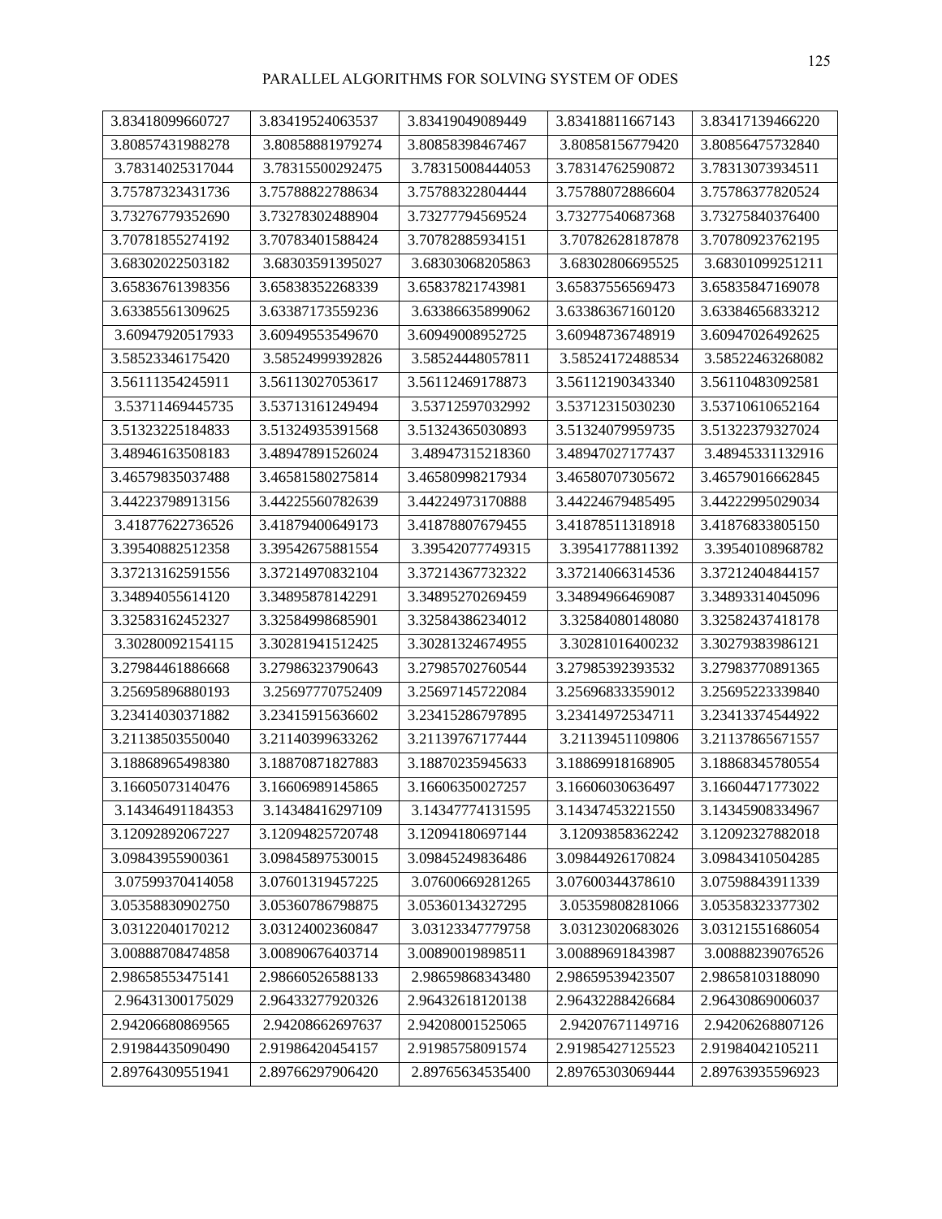| 3.83418099660727 | 3.83419524063537 | 3.83419049089449 | 3.83418811667143 | 3.83417139466220 |
|---|---|---|---|---|
| 3.80857431988278 | 3.80858881979274 | 3.80858398467467 | 3.80858156779420 | 3.80856475732840 |
| 3.78314025317044 | 3.78315500292475 | 3.78315008444053 | 3.78314762590872 | 3.78313073934511 |
| 3.75787323431736 | 3.75788822788634 | 3.75788322804444 | 3.75788072886604 | 3.75786377820524 |
| 3.73276779352690 | 3.73278302488904 | 3.73277794569524 | 3.73277540687368 | 3.73275840376400 |
| 3.70781855274192 | 3.70783401588424 | 3.70782885934151 | 3.70782628187878 | 3.70780923762195 |
| 3.68302022503182 | 3.68303591395027 | 3.68303068205863 | 3.68302806695525 | 3.68301099251211 |
| 3.65836761398356 | 3.65838352268339 | 3.65837821743981 | 3.65837556569473 | 3.65835847169078 |
| 3.63385561309625 | 3.63387173559236 | 3.63386635899062 | 3.63386367160120 | 3.63384656833212 |
| 3.60947920517933 | 3.60949553549670 | 3.60949008952725 | 3.60948736748919 | 3.60947026492625 |
| 3.58523346175420 | 3.58524999392826 | 3.58524448057811 | 3.58524172488534 | 3.58522463268082 |
| 3.56111354245911 | 3.56113027053617 | 3.56112469178873 | 3.56112190343340 | 3.56110483092581 |
| 3.53711469445735 | 3.53713161249494 | 3.53712597032992 | 3.53712315030230 | 3.53710610652164 |
| 3.51323225184833 | 3.51324935391568 | 3.51324365030893 | 3.51324079959735 | 3.51322379327024 |
| 3.48946163508183 | 3.48947891526024 | 3.48947315218360 | 3.48947027177437 | 3.48945331132916 |
| 3.46579835037488 | 3.46581580275814 | 3.46580998217934 | 3.46580707305672 | 3.46579016662845 |
| 3.44223798913156 | 3.44225560782639 | 3.44224973170888 | 3.44224679485495 | 3.44222995029034 |
| 3.41877622736526 | 3.41879400649173 | 3.41878807679455 | 3.41878511318918 | 3.41876833805150 |
| 3.39540882512358 | 3.39542675881554 | 3.39542077749315 | 3.39541778811392 | 3.39540108968782 |
| 3.37213162591556 | 3.37214970832104 | 3.37214367732322 | 3.37214066314536 | 3.37212404844157 |
| 3.34894055614120 | 3.34895878142291 | 3.34895270269459 | 3.34894966469087 | 3.34893314045096 |
| 3.32583162452327 | 3.32584998685901 | 3.32584386234012 | 3.32584080148080 | 3.32582437418178 |
| 3.30280092154115 | 3.30281941512425 | 3.30281324674955 | 3.30281016400232 | 3.30279383986121 |
| 3.27984461886668 | 3.27986323790643 | 3.27985702760544 | 3.27985392393532 | 3.27983770891365 |
| 3.25695896880193 | 3.25697770752409 | 3.25697145722084 | 3.25696833359012 | 3.25695223339840 |
| 3.23414030371882 | 3.23415915636602 | 3.23415286797895 | 3.23414972534711 | 3.23413374544922 |
| 3.21138503550040 | 3.21140399633262 | 3.21139767177444 | 3.21139451109806 | 3.21137865671557 |
| 3.18868965498380 | 3.18870871827883 | 3.18870235945633 | 3.18869918168905 | 3.18868345780554 |
| 3.16605073140476 | 3.16606989145865 | 3.16606350027257 | 3.16606030636497 | 3.16604471773022 |
| 3.14346491184353 | 3.14348416297109 | 3.14347774131595 | 3.14347453221550 | 3.14345908334967 |
| 3.12092892067227 | 3.12094825720748 | 3.12094180697144 | 3.12093858362242 | 3.12092327882018 |
| 3.09843955900361 | 3.09845897530015 | 3.09845249836486 | 3.09844926170824 | 3.09843410504285 |
| 3.07599370414058 | 3.07601319457225 | 3.07600669281265 | 3.07600344378610 | 3.07598843911339 |
| 3.05358830902750 | 3.05360786798875 | 3.05360134327295 | 3.05359808281066 | 3.05358323377302 |
| 3.03122040170212 | 3.03124002360847 | 3.03123347779758 | 3.03123020683026 | 3.03121551686054 |
| 3.00888708474858 | 3.00890676403714 | 3.00890019898511 | 3.00889691843987 | 3.00888239076526 |
| 2.98658553475141 | 2.98660526588133 | 2.98659868343480 | 2.98659539423507 | 2.98658103188090 |
| 2.96431300175029 | 2.96433277920326 | 2.96432618120138 | 2.96432288426684 | 2.96430869006037 |
| 2.94206680869565 | 2.94208662697637 | 2.94208001525065 | 2.94207671149716 | 2.94206268807126 |
| 2.91984435090490 | 2.91986420454157 | 2.91985758091574 | 2.91985427125523 | 2.91984042105211 |
| 2.89764309551941 | 2.89766297906420 | 2.89765634535400 | 2.89765303069444 | 2.89763935596923 |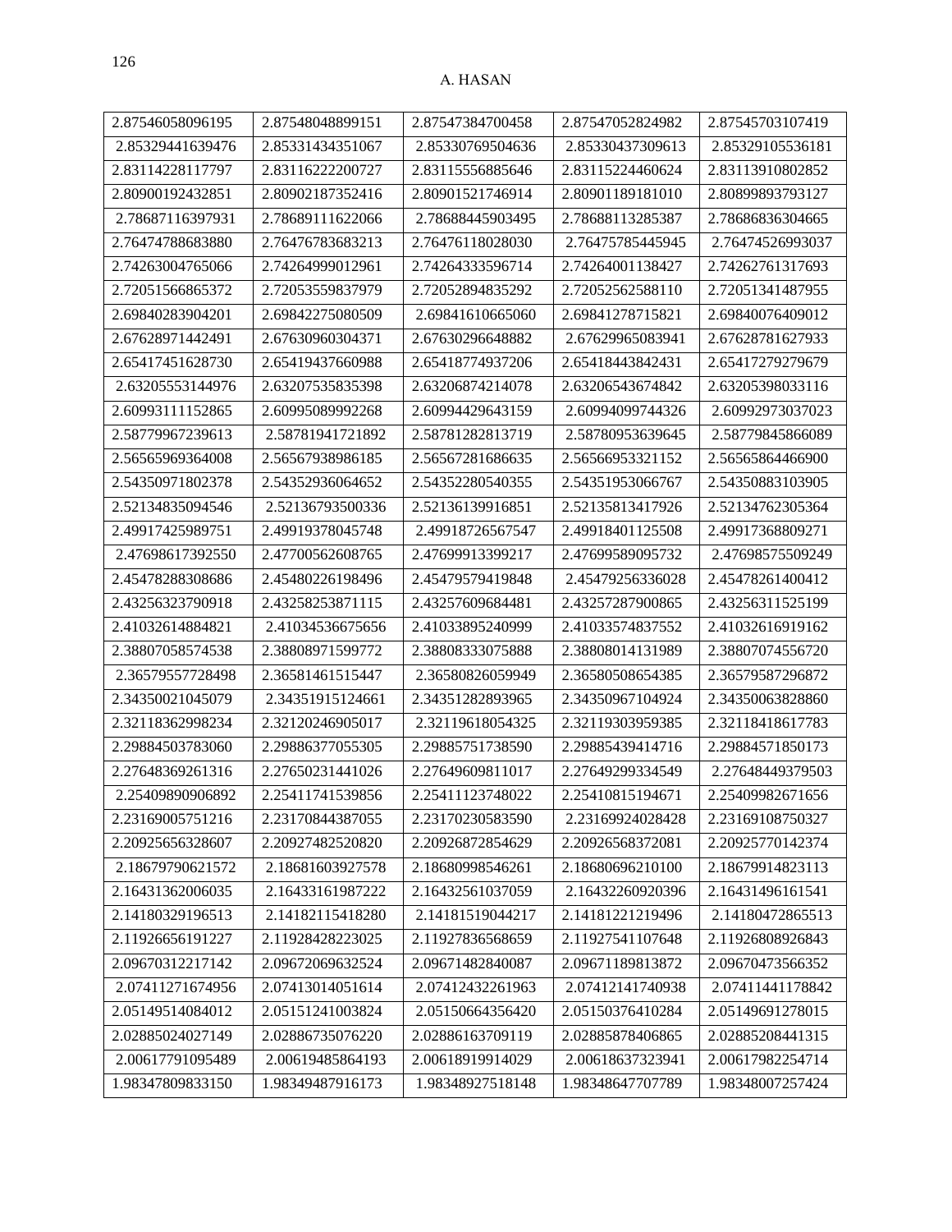| 2.87546058096195 | 2.87548048899151 | 2.87547384700458 | 2.87547052824982 | 2.87545703107419 |
|---|---|---|---|---|
| 2.85329441639476 | 2.85331434351067 | 2.85330769504636 | 2.85330437309613 | 2.85329105536181 |
| 2.83114228117797 | 2.83116222200727 | 2.83115556885646 | 2.83115224460624 | 2.83113910802852 |
| 2.80900192432851 | 2.80902187352416 | 2.80901521746914 | 2.80901189181010 | 2.80899893793127 |
| 2.78687116397931 | 2.78689111622066 | 2.78688445903495 | 2.78688113285387 | 2.78686836304665 |
| 2.76474788683880 | 2.76476783683213 | 2.76476118028030 | 2.76475785445945 | 2.76474526993037 |
| 2.74263004765066 | 2.74264999012961 | 2.74264333596714 | 2.74264001138427 | 2.74262761317693 |
| 2.72051566865372 | 2.72053559837979 | 2.72052894835292 | 2.72052562588110 | 2.72051341487955 |
| 2.69840283904201 | 2.69842275080509 | 2.69841610665060 | 2.69841278715821 | 2.69840076409012 |
| 2.67628971442491 | 2.67630960304371 | 2.67630296648882 | 2.67629965083941 | 2.67628781627933 |
| 2.65417451628730 | 2.65419437660988 | 2.65418774937206 | 2.65418443842431 | 2.65417279279679 |
| 2.63205553144976 | 2.63207535835398 | 2.63206874214078 | 2.63206543674842 | 2.63205398033116 |
| 2.60993111152865 | 2.60995089992268 | 2.60994429643159 | 2.60994099744326 | 2.60992973037023 |
| 2.58779967239613 | 2.58781941721892 | 2.58781282813719 | 2.58780953639645 | 2.58779845866089 |
| 2.56565969364008 | 2.56567938986185 | 2.56567281686635 | 2.56566953321152 | 2.56565864466900 |
| 2.54350971802378 | 2.54352936064652 | 2.54352280540355 | 2.54351953066767 | 2.54350883103905 |
| 2.52134835094546 | 2.52136793500336 | 2.52136139916851 | 2.52135813417926 | 2.52134762305364 |
| 2.49917425989751 | 2.49919378045748 | 2.49918726567547 | 2.49918401125508 | 2.49917368809271 |
| 2.47698617392550 | 2.47700562608765 | 2.47699913399217 | 2.47699589095732 | 2.47698575509249 |
| 2.45478288308686 | 2.45480226198496 | 2.45479579419848 | 2.45479256336028 | 2.45478261400412 |
| 2.43256323790918 | 2.43258253871115 | 2.43257609684481 | 2.43257287900865 | 2.43256311525199 |
| 2.41032614884821 | 2.41034536675656 | 2.41033895240999 | 2.41033574837552 | 2.41032616919162 |
| 2.38807058574538 | 2.38808971599772 | 2.38808333075888 | 2.38808014131989 | 2.38807074556720 |
| 2.36579557728498 | 2.36581461515447 | 2.36580826059949 | 2.36580508654385 | 2.36579587296872 |
| 2.34350021045079 | 2.34351915124661 | 2.34351282893965 | 2.34350967104924 | 2.34350063828860 |
| 2.32118362998234 | 2.32120246905017 | 2.32119618054325 | 2.32119303959385 | 2.32118418617783 |
| 2.29884503783060 | 2.29886377055305 | 2.29885751738590 | 2.29885439414716 | 2.29884571850173 |
| 2.27648369261316 | 2.27650231441026 | 2.27649609811017 | 2.27649299334549 | 2.27648449379503 |
| 2.25409890906892 | 2.25411741539856 | 2.25411123748022 | 2.25410815194671 | 2.25409982671656 |
| 2.23169005751216 | 2.23170844387055 | 2.23170230583590 | 2.23169924028428 | 2.23169108750327 |
| 2.20925656328607 | 2.20927482520820 | 2.20926872854629 | 2.20926568372081 | 2.20925770142374 |
| 2.18679790621572 | 2.18681603927578 | 2.18680998546261 | 2.18680696210100 | 2.18679914823113 |
| 2.16431362006035 | 2.16433161987222 | 2.16432561037059 | 2.16432260920396 | 2.16431496161541 |
| 2.14180329196513 | 2.14182115418280 | 2.14181519044217 | 2.14181221219496 | 2.14180472865513 |
| 2.11926656191227 | 2.11928428223025 | 2.11927836568659 | 2.11927541107648 | 2.11926808926843 |
| 2.09670312217142 | 2.09672069632524 | 2.09671482840087 | 2.09671189813872 | 2.09670473566352 |
| 2.07411271674956 | 2.07413014051614 | 2.07412432261963 | 2.07412141740938 | 2.07411441178842 |
| 2.05149514084012 | 2.05151241003824 | 2.05150664356420 | 2.05150376410284 | 2.05149691278015 |
| 2.02885024027149 | 2.02886735076220 | 2.02886163709119 | 2.02885878406865 | 2.02885208441315 |
| 2.00617791095489 | 2.00619485864193 | 2.00618919914029 | 2.00618637323941 | 2.00617982254714 |
| 1.98347809833150 | 1.98349487916173 | 1.98348927518148 | 1.98348647707789 | 1.98348007257424 |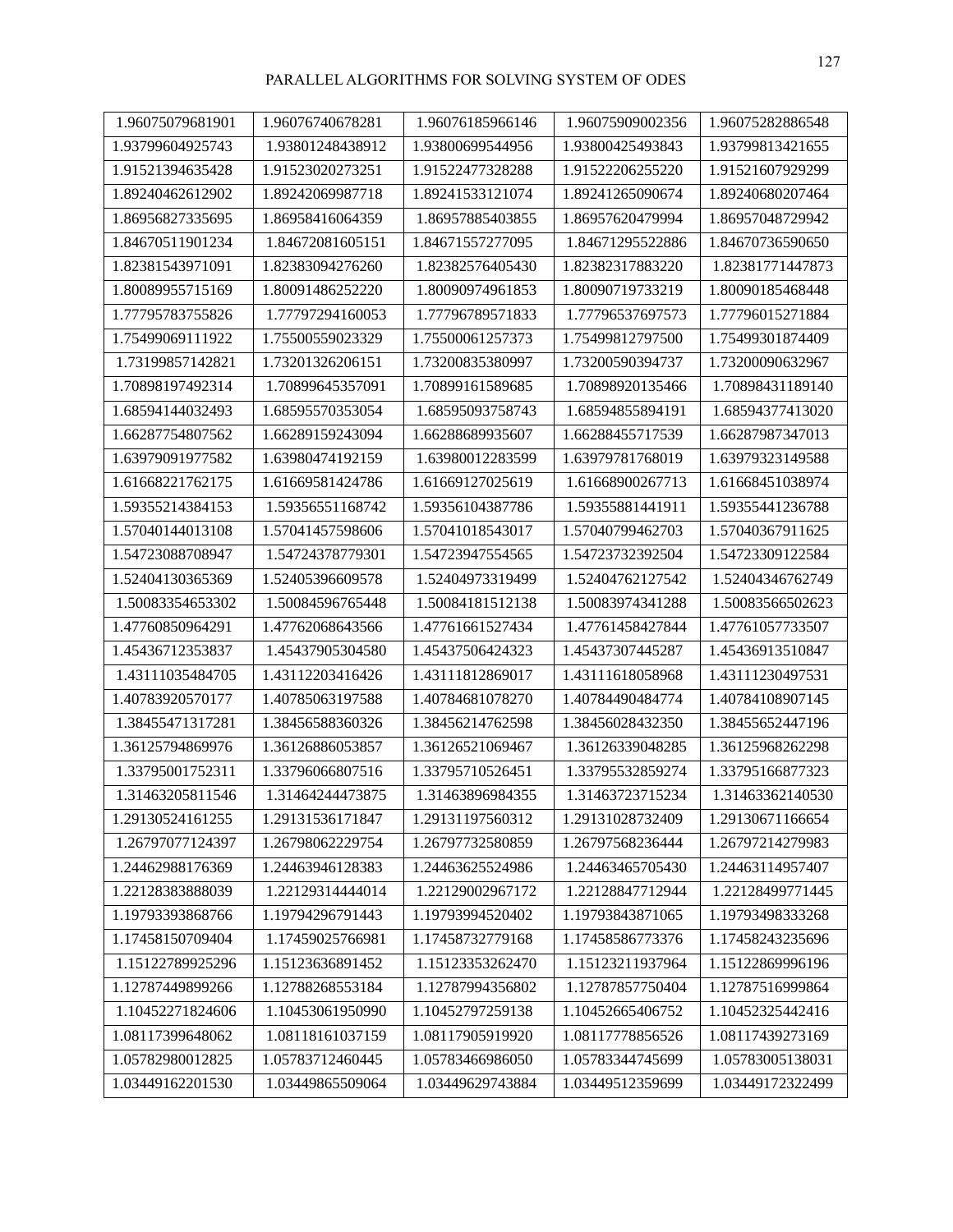| | | | | |
|---|---|---|---|---|
| 1.96075079681901 | 1.96076740678281 | 1.96076185966146 | 1.96075909002356 | 1.96075282886548 |
| 1.93799604925743 | 1.93801248438912 | 1.93800699544956 | 1.93800425493843 | 1.93799813421655 |
| 1.91521394635428 | 1.91523020273251 | 1.91522477328288 | 1.91522206255220 | 1.91521607929299 |
| 1.89240462612902 | 1.89242069987718 | 1.89241533121074 | 1.89241265090674 | 1.89240680207464 |
| 1.86956827335695 | 1.86958416064359 | 1.86957885403855 | 1.86957620479994 | 1.86957048729942 |
| 1.84670511901234 | 1.84672081605151 | 1.84671557277095 | 1.84671295522886 | 1.84670736590650 |
| 1.82381543971091 | 1.82383094276260 | 1.82382576405430 | 1.82382317883220 | 1.82381771447873 |
| 1.80089955715169 | 1.80091486252220 | 1.80090974961853 | 1.80090719733219 | 1.80090185468448 |
| 1.77795783755826 | 1.77797294160053 | 1.77796789571833 | 1.77796537697573 | 1.77796015271884 |
| 1.75499069111922 | 1.75500559023329 | 1.75500061257373 | 1.75499812797500 | 1.75499301874409 |
| 1.73199857142821 | 1.73201326206151 | 1.73200835380997 | 1.73200590394737 | 1.73200090632967 |
| 1.70898197492314 | 1.70899645357091 | 1.70899161589685 | 1.70898920135466 | 1.70898431189140 |
| 1.68594144032493 | 1.68595570353054 | 1.68595093758743 | 1.68594855894191 | 1.68594377413020 |
| 1.66287754807562 | 1.66289159243094 | 1.66288689935607 | 1.66288455717539 | 1.66287987347013 |
| 1.63979091977582 | 1.63980474192159 | 1.63980012283599 | 1.63979781768019 | 1.63979323149588 |
| 1.61668221762175 | 1.61669581424786 | 1.61669127025619 | 1.61668900267713 | 1.61668451038974 |
| 1.59355214384153 | 1.59356551168742 | 1.59356104387786 | 1.59355881441911 | 1.59355441236788 |
| 1.57040144013108 | 1.57041457598606 | 1.57041018543017 | 1.57040799462703 | 1.57040367911625 |
| 1.54723088708947 | 1.54724378779301 | 1.54723947554565 | 1.54723732392504 | 1.54723309122584 |
| 1.52404130365369 | 1.52405396609578 | 1.52404973319499 | 1.52404762127542 | 1.52404346762749 |
| 1.50083354653302 | 1.50084596765448 | 1.50084181512138 | 1.50083974341288 | 1.50083566502623 |
| 1.47760850964291 | 1.47762068643566 | 1.47761661527434 | 1.47761458427844 | 1.47761057733507 |
| 1.45436712353837 | 1.45437905304580 | 1.45437506424323 | 1.45437307445287 | 1.45436913510847 |
| 1.43111035484705 | 1.43112203416426 | 1.43111812869017 | 1.43111618058968 | 1.43111230497531 |
| 1.40783920570177 | 1.40785063197588 | 1.40784681078270 | 1.40784490484774 | 1.40784108907145 |
| 1.38455471317281 | 1.38456588360326 | 1.38456214762598 | 1.38456028432350 | 1.38455652447196 |
| 1.36125794869976 | 1.36126886053857 | 1.36126521069467 | 1.36126339048285 | 1.36125968262298 |
| 1.33795001752311 | 1.33796066807516 | 1.33795710526451 | 1.33795532859274 | 1.33795166877323 |
| 1.31463205811546 | 1.31464244473875 | 1.31463896984355 | 1.31463723715234 | 1.31463362140530 |
| 1.29130524161255 | 1.29131536171847 | 1.29131197560312 | 1.29131028732409 | 1.29130671166654 |
| 1.26797077124397 | 1.26798062229754 | 1.26797732580859 | 1.26797568236444 | 1.26797214279983 |
| 1.24462988176369 | 1.24463946128383 | 1.24463625524986 | 1.24463465705430 | 1.24463114957407 |
| 1.22128383888039 | 1.22129314444014 | 1.22129002967172 | 1.22128847712944 | 1.22128499771445 |
| 1.19793393868766 | 1.19794296791443 | 1.19793994520402 | 1.19793843871065 | 1.19793498333268 |
| 1.17458150709404 | 1.17459025766981 | 1.17458732779168 | 1.17458586773376 | 1.17458243235696 |
| 1.15122789925296 | 1.15123636891452 | 1.15123353262470 | 1.15123211937964 | 1.15122869996196 |
| 1.12787449899266 | 1.12788268553184 | 1.12787994356802 | 1.12787857750404 | 1.12787516999864 |
| 1.10452271824606 | 1.10453061950990 | 1.10452797259138 | 1.10452665406752 | 1.10452325442416 |
| 1.08117399648062 | 1.08118161037159 | 1.08117905919920 | 1.08117778856526 | 1.08117439273169 |
| 1.05782980012825 | 1.05783712460445 | 1.05783466986050 | 1.05783344745699 | 1.05783005138031 |
| 1.03449162201530 | 1.03449865509064 | 1.03449629743884 | 1.03449512359699 | 1.03449172322499 |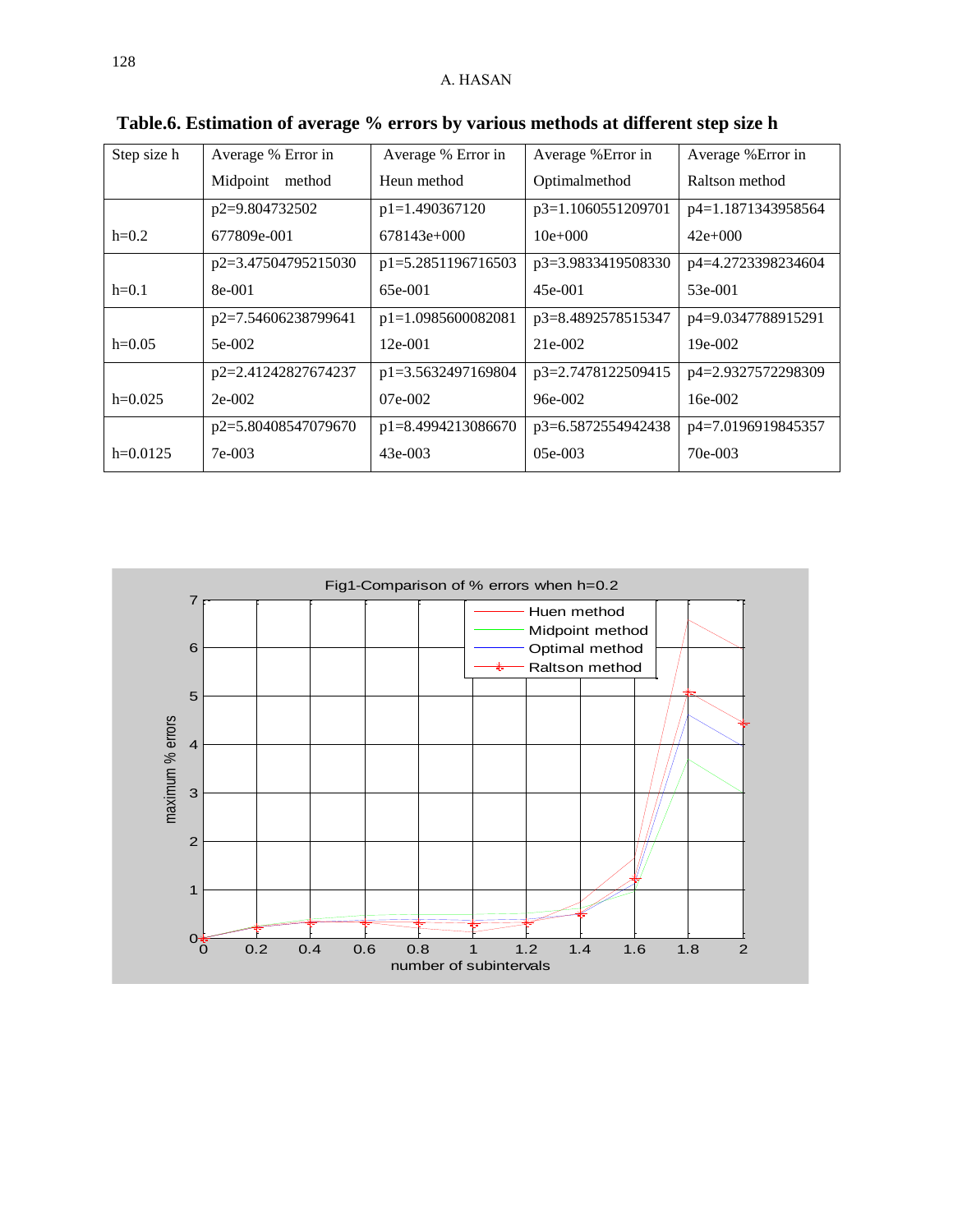**Table.6. Estimation of average % errors by various methods at different step size h**

| Step size h | Average % Error in Midpoint method | Average % Error in Heun method | Average %Error in Optimalmethod | Average %Error in Raltson method |
|---|---|---|---|---|
| h=0.2 | p2=9.804732502677809e-001 | p1=1.490367120678143e+000 | p3=1.106055120970110e+000 | p4=1.187134395856442e+000 |
| h=0.1 | p2=3.475047952150308e-001 | p1=5.285119671650365e-001 | p3=3.983341950833045e-001 | p4=4.272339823460453e-001 |
| h=0.05 | p2=7.546062387996415e-002 | p1=1.098560008208112e-001 | p3=8.489257851534721e-002 | p4=9.034778891529119e-002 |
| h=0.025 | p2=2.412428276742372e-002 | p1=3.563249716980407e-002 | p3=2.747812250941596e-002 | p4=2.932757229830916e-002 |
| h=0.0125 | p2=5.804085470796707e-003 | p1=8.499421308667043e-003 | p3=6.587255494243805e-003 | p4=7.019691984535770e-003 |

Fig1-Comparison of % errors when h=0.2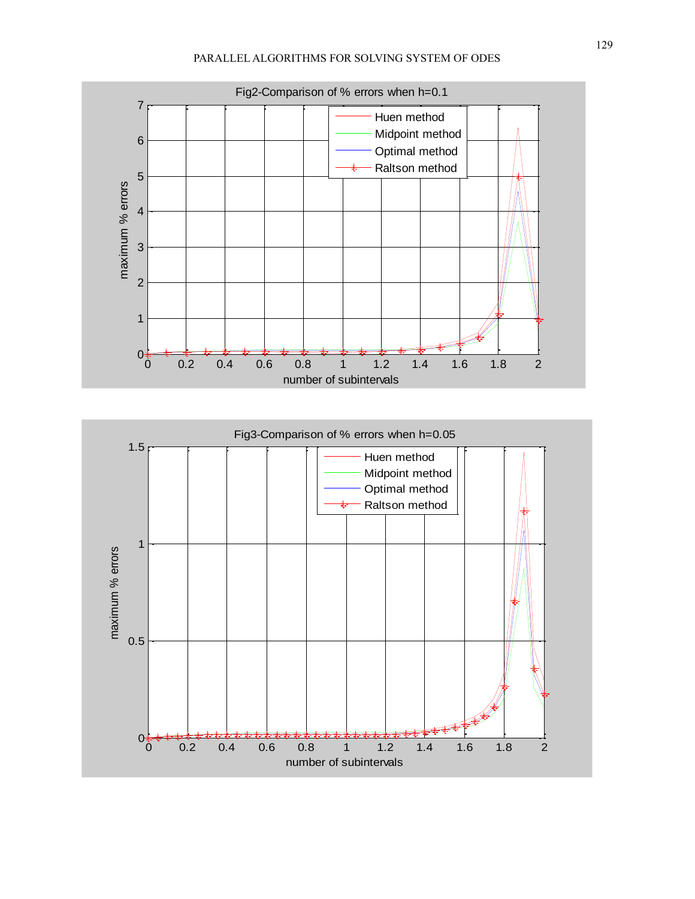Fig2-Comparison of % errors when h=0.1

Fig3-Comparison of % errors when h=0.05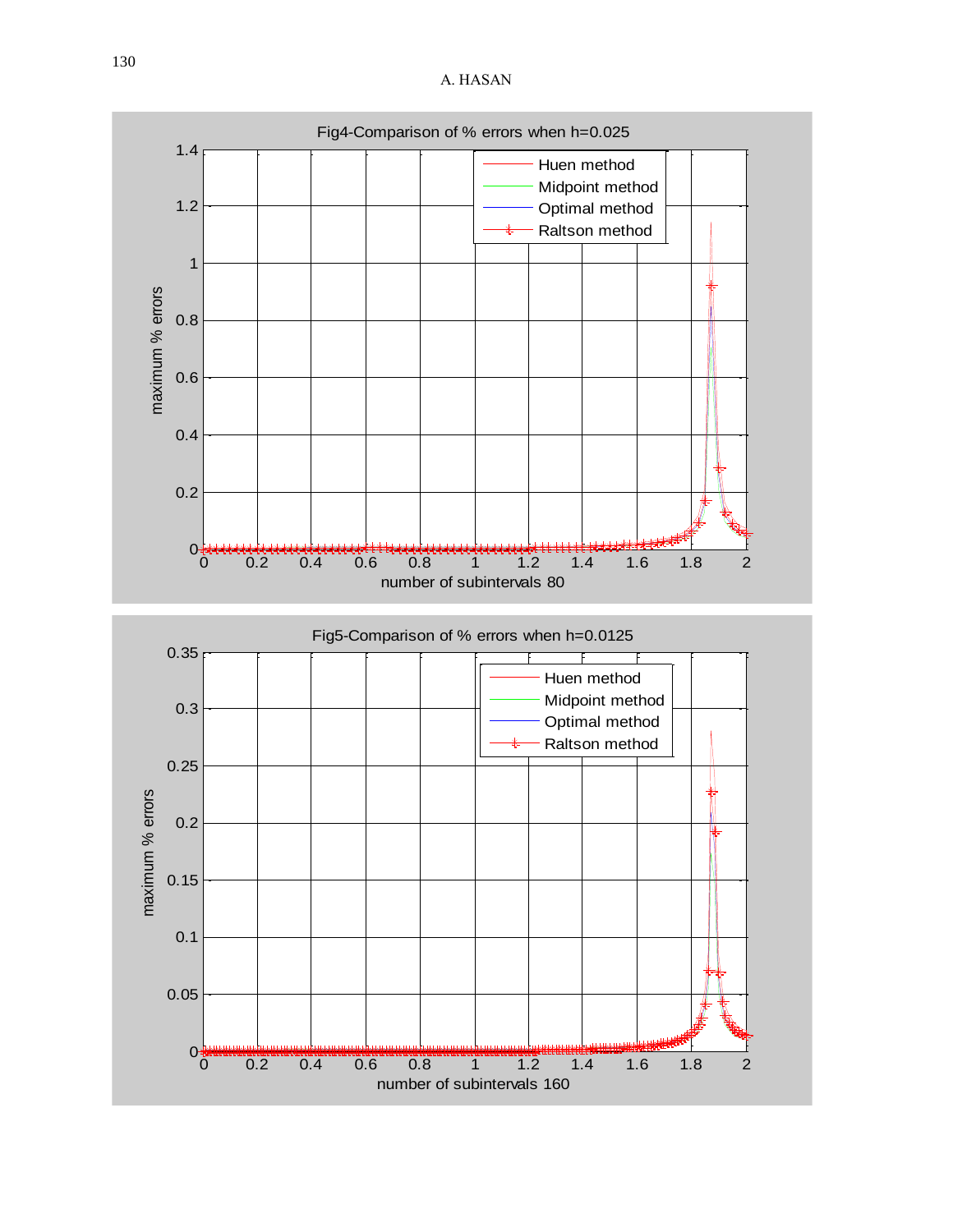Fig4-Comparison of % errors when h=0.025

Fig5-Comparison of % errors when h=0.0125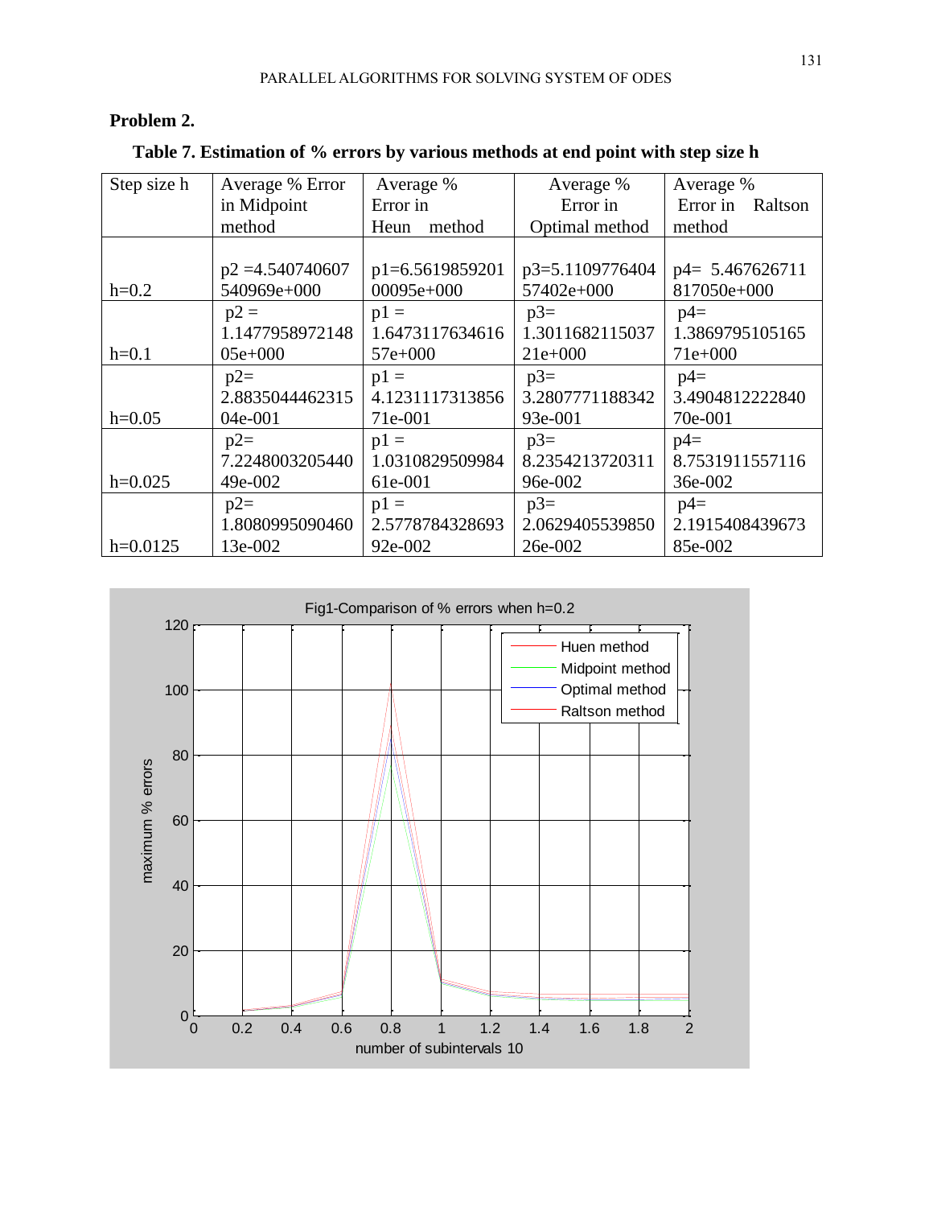**Problem 2.**

**Table 7. Estimation of % errors by various methods at end point with step size h**

| Step size h | Average % Error in Midpoint method | Average % Error in Heun method | Average % Error in Optimal method | Average % Error in Raltson method |
|---|---|---|---|---|
| h=0.2 | p2 =4.540740607540969e+000 | p1=6.561985920100095e+000 | p3=5.110977640457402e+000 | p4= 5.467626711817050e+000 |
| h=0.1 | p2 = 1.147795897214805e+000 | p1 = 1.647311763461657e+000 | p3= 1.301168211503721e+000 | p4= 1.386979510516571e+000 |
| h=0.05 | p2= 2.883504446231504e-001 | p1 = 4.123111731385671e-001 | p3= 3.280777118834293e-001 | p4= 3.490481222284070e-001 |
| h=0.025 | p2= 7.224800320544049e-002 | p1 = 1.031082950998461e-001 | p3= 8.235421372031196e-002 | p4= 8.753191155711636e-002 |
| h=0.0125 | p2= 1.808099509046013e-002 | p1 = 2.577878432869392e-002 | p3= 2.062940553985026e-002 | p4= 2.191540843967385e-002 |

Fig1-Comparison of % errors when h=0.2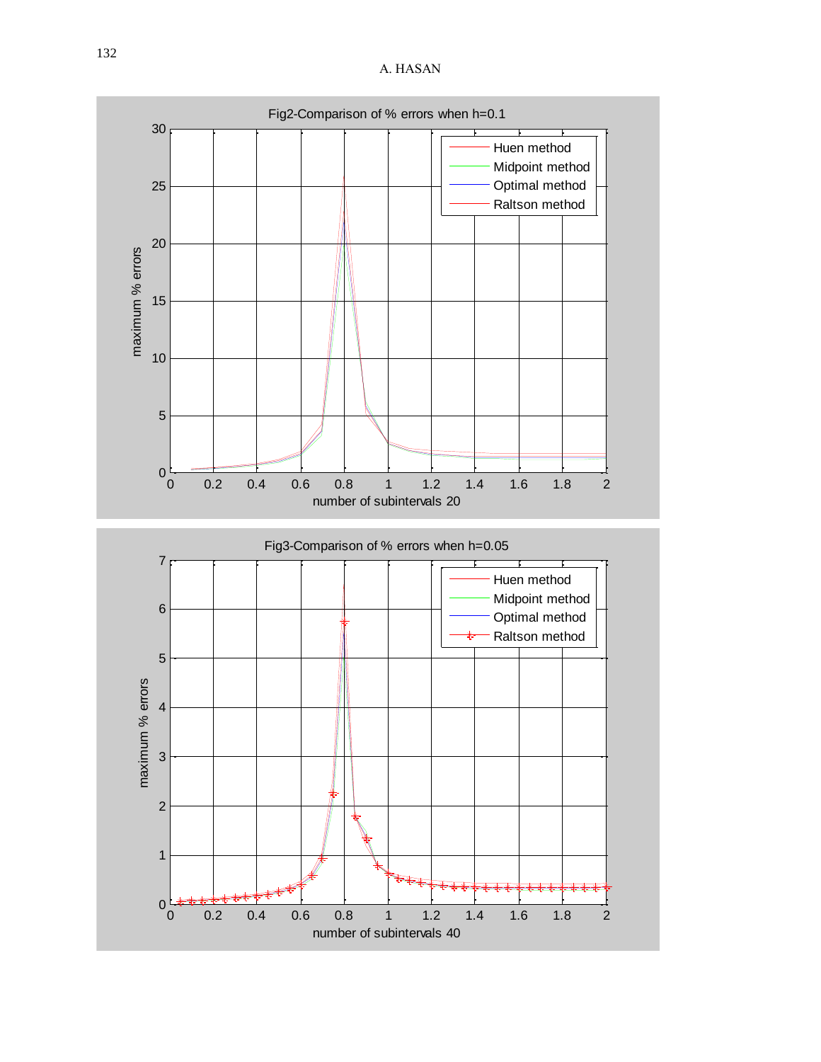Fig2-Comparison of % errors when h=0.1

Fig3-Comparison of % errors when h=0.05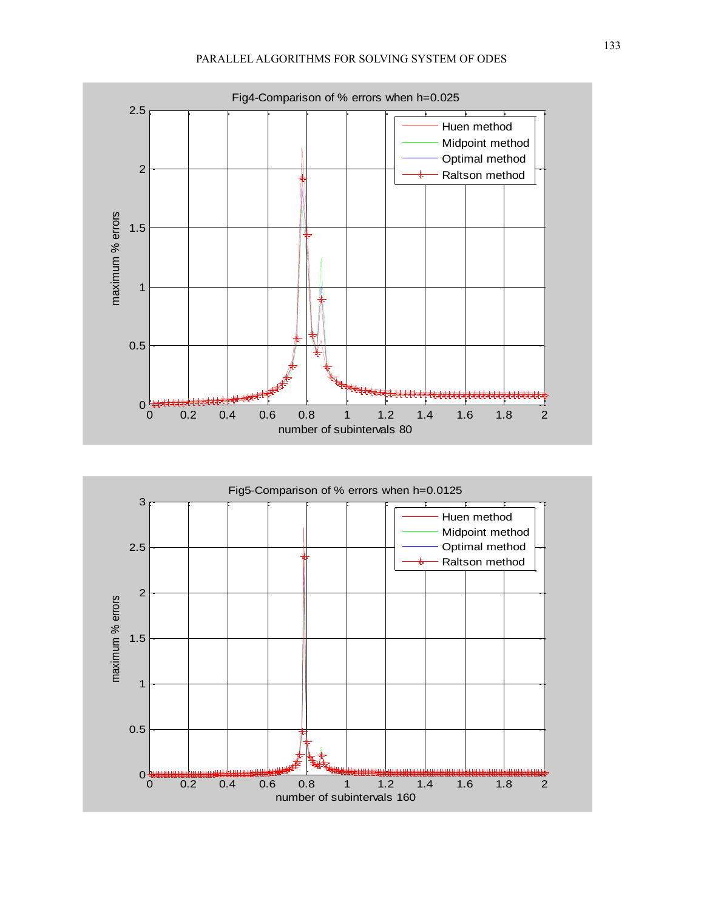Fig4-Comparison of % errors when h=0.025

Fig5-Comparison of % errors when h=0.0125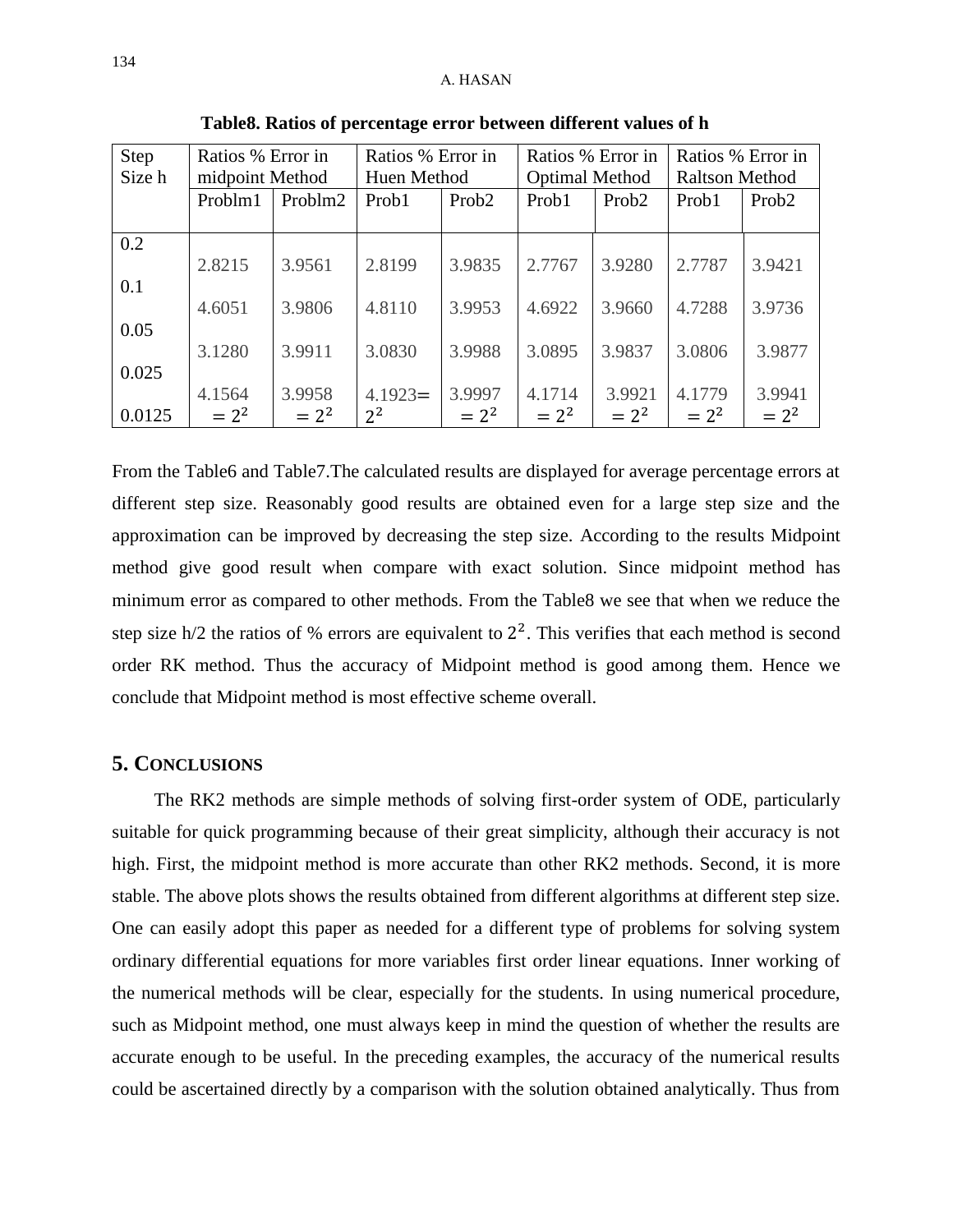**Table8. Ratios of percentage error between different values of h**

| Step Size h | Ratios % Error in midpoint Method | | Ratios % Error in Huen Method | | Ratios % Error in Optimal Method | | Ratios % Error in Raltson Method | |
|---|---|---|---|---|---|---|---|---|
| | Problm1 | Problm2 | Prob1 | Prob2 | Prob1 | Prob2 | Prob1 | Prob2 |
| 0.2 | | | | | | | | |
| | 2.8215 | 3.9561 | 2.8199 | 3.9835 | 2.7767 | 3.9280 | 2.7787 | 3.9421 |
| 0.1 | | | | | | | | |
| | 4.6051 | 3.9806 | 4.8110 | 3.9953 | 4.6922 | 3.9660 | 4.7288 | 3.9736 |
| 0.05 | | | | | | | | |
| | 3.1280 | 3.9911 | 3.0830 | 3.9988 | 3.0895 | 3.9837 | 3.0806 | 3.9877 |
| 0.025 | | | | | | | | |
| | 4.1564 $= 2^2$ | 3.9958 $= 2^2$ | 4.1923$=$ $2^2$ | 3.9997 $= 2^2$ | 4.1714 $= 2^2$ | 3.9921 $= 2^2$ | 4.1779 $= 2^2$ | 3.9941 $= 2^2$ |
| 0.0125 | | | | | | | | |

From the Table6 and Table7.The calculated results are displayed for average percentage errors at different step size. Reasonably good results are obtained even for a large step size and the approximation can be improved by decreasing the step size. According to the results Midpoint method give good result when compare with exact solution. Since midpoint method has minimum error as compared to other methods. From the Table8 we see that when we reduce the step size h/2 the ratios of % errors are equivalent to $2^2$. This verifies that each method is second order RK method. Thus the accuracy of Midpoint method is good among them. Hence we conclude that Midpoint method is most effective scheme overall.

## 5. CONCLUSIONS

The RK2 methods are simple methods of solving first-order system of ODE, particularly suitable for quick programming because of their great simplicity, although their accuracy is not high. First, the midpoint method is more accurate than other RK2 methods. Second, it is more stable. The above plots shows the results obtained from different algorithms at different step size. One can easily adopt this paper as needed for a different type of problems for solving system ordinary differential equations for more variables first order linear equations. Inner working of the numerical methods will be clear, especially for the students. In using numerical procedure, such as Midpoint method, one must always keep in mind the question of whether the results are accurate enough to be useful. In the preceding examples, the accuracy of the numerical results could be ascertained directly by a comparison with the solution obtained analytically. Thus from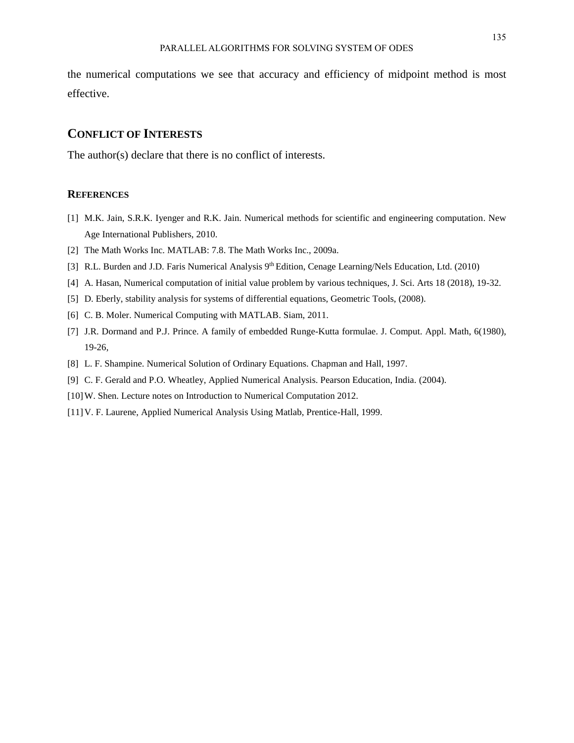the numerical computations we see that accuracy and efficiency of midpoint method is most effective.

## CONFLICT OF INTERESTS

The author(s) declare that there is no conflict of interests.

### REFERENCES

[1] M.K. Jain, S.R.K. Iyenger and R.K. Jain. Numerical methods for scientific and engineering computation. New Age International Publishers, 2010.

[2] The Math Works Inc. MATLAB: 7.8. The Math Works Inc., 2009a.

[3] R.L. Burden and J.D. Faris Numerical Analysis 9th Edition, Cenage Learning/Nels Education, Ltd. (2010)

[4] A. Hasan, Numerical computation of initial value problem by various techniques, J. Sci. Arts 18 (2018), 19-32.

[5] D. Eberly, stability analysis for systems of differential equations, Geometric Tools, (2008).

[6] C. B. Moler. Numerical Computing with MATLAB. Siam, 2011.

[7] J.R. Dormand and P.J. Prince. A family of embedded Runge-Kutta formulae. J. Comput. Appl. Math, 6(1980), 19-26,

[8] L. F. Shampine. Numerical Solution of Ordinary Equations. Chapman and Hall, 1997.

[9] C. F. Gerald and P.O. Wheatley, Applied Numerical Analysis. Pearson Education, India. (2004).

[10] W. Shen. Lecture notes on Introduction to Numerical Computation 2012.

[11] V. F. Laurene, Applied Numerical Analysis Using Matlab, Prentice-Hall, 1999.